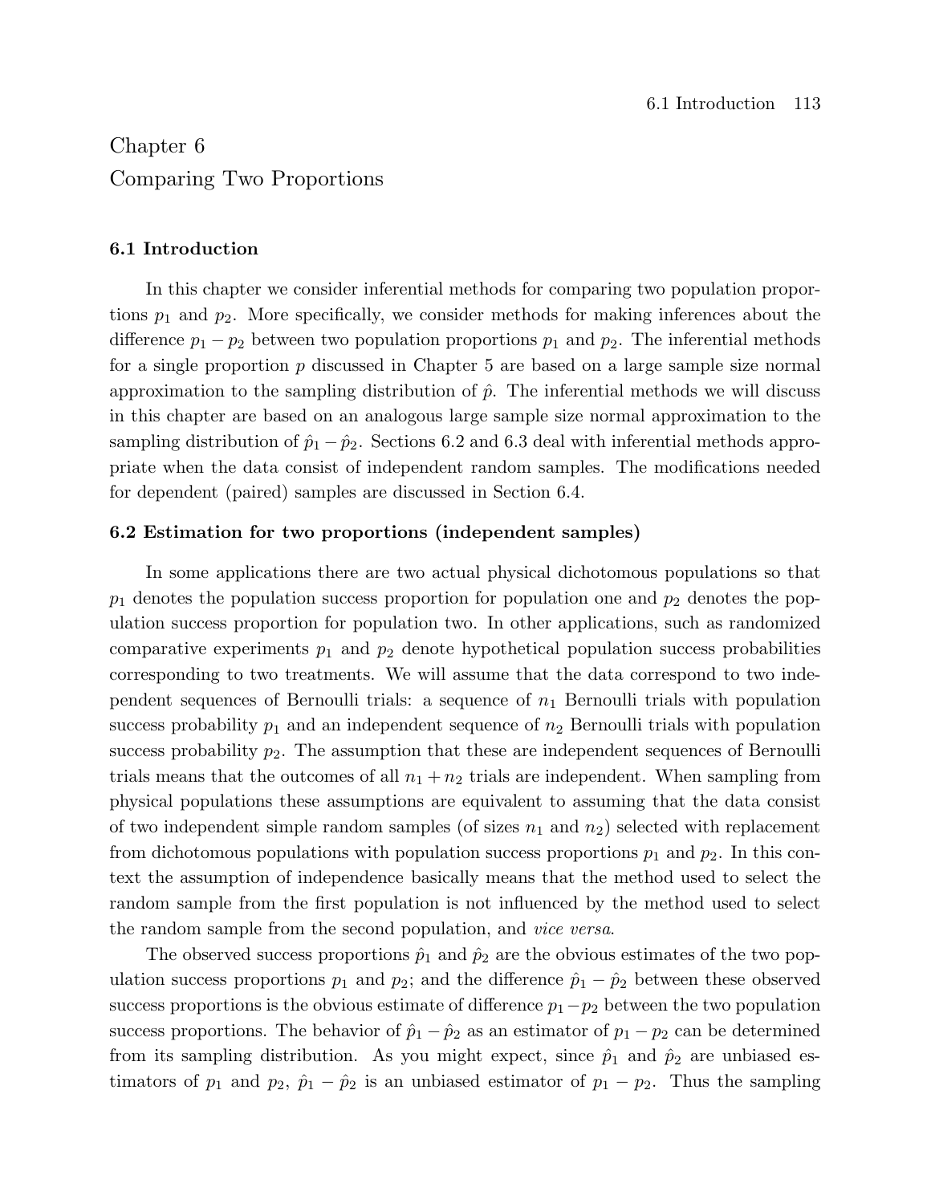# Chapter 6
# Comparing Two Proportions

### 6.1 Introduction

In this chapter we consider inferential methods for comparing two population proportions $p_1$ and $p_2$. More specifically, we consider methods for making inferences about the difference $p_1 - p_2$ between two population proportions $p_1$ and $p_2$. The inferential methods for a single proportion $p$ discussed in Chapter 5 are based on a large sample size normal approximation to the sampling distribution of $\hat{p}$. The inferential methods we will discuss in this chapter are based on an analogous large sample size normal approximation to the sampling distribution of $\hat{p}_1 - \hat{p}_2$. Sections 6.2 and 6.3 deal with inferential methods appropriate when the data consist of independent random samples. The modifications needed for dependent (paired) samples are discussed in Section 6.4.

### 6.2 Estimation for two proportions (independent samples)

In some applications there are two actual physical dichotomous populations so that $p_1$ denotes the population success proportion for population one and $p_2$ denotes the population success proportion for population two. In other applications, such as randomized comparative experiments $p_1$ and $p_2$ denote hypothetical population success probabilities corresponding to two treatments. We will assume that the data correspond to two independent sequences of Bernoulli trials: a sequence of $n_1$ Bernoulli trials with population success probability $p_1$ and an independent sequence of $n_2$ Bernoulli trials with population success probability $p_2$. The assumption that these are independent sequences of Bernoulli trials means that the outcomes of all $n_1 + n_2$ trials are independent. When sampling from physical populations these assumptions are equivalent to assuming that the data consist of two independent simple random samples (of sizes $n_1$ and $n_2$) selected with replacement from dichotomous populations with population success proportions $p_1$ and $p_2$. In this context the assumption of independence basically means that the method used to select the random sample from the first population is not influenced by the method used to select the random sample from the second population, and *vice versa*.

The observed success proportions $\hat{p}_1$ and $\hat{p}_2$ are the obvious estimates of the two population success proportions $p_1$ and $p_2$; and the difference $\hat{p}_1 - \hat{p}_2$ between these observed success proportions is the obvious estimate of difference $p_1 - p_2$ between the two population success proportions. The behavior of $\hat{p}_1 - \hat{p}_2$ as an estimator of $p_1 - p_2$ can be determined from its sampling distribution. As you might expect, since $\hat{p}_1$ and $\hat{p}_2$ are unbiased estimators of $p_1$ and $p_2$, $\hat{p}_1 - \hat{p}_2$ is an unbiased estimator of $p_1 - p_2$. Thus the sampling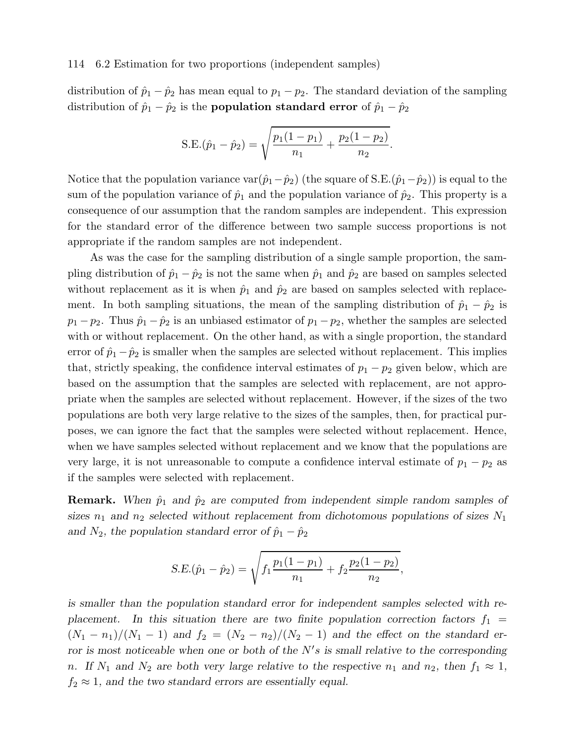distribution of $\hat{p}_1 - \hat{p}_2$ has mean equal to $p_1 - p_2$. The standard deviation of the sampling distribution of $\hat{p}_1 - \hat{p}_2$ is the **population standard error** of $\hat{p}_1 - \hat{p}_2$

$$\text{S.E.}(\hat{p}_1 - \hat{p}_2) = \sqrt{\frac{p_1(1-p_1)}{n_1} + \frac{p_2(1-p_2)}{n_2}}.$$

Notice that the population variance $\text{var}(\hat{p}_1 - \hat{p}_2)$ (the square of $\text{S.E.}(\hat{p}_1 - \hat{p}_2)$) is equal to the sum of the population variance of $\hat{p}_1$ and the population variance of $\hat{p}_2$. This property is a consequence of our assumption that the random samples are independent. This expression for the standard error of the difference between two sample success proportions is not appropriate if the random samples are not independent.

As was the case for the sampling distribution of a single sample proportion, the sampling distribution of $\hat{p}_1 - \hat{p}_2$ is not the same when $\hat{p}_1$ and $\hat{p}_2$ are based on samples selected without replacement as it is when $\hat{p}_1$ and $\hat{p}_2$ are based on samples selected with replacement. In both sampling situations, the mean of the sampling distribution of $\hat{p}_1 - \hat{p}_2$ is $p_1 - p_2$. Thus $\hat{p}_1 - \hat{p}_2$ is an unbiased estimator of $p_1 - p_2$, whether the samples are selected with or without replacement. On the other hand, as with a single proportion, the standard error of $\hat{p}_1 - \hat{p}_2$ is smaller when the samples are selected without replacement. This implies that, strictly speaking, the confidence interval estimates of $p_1 - p_2$ given below, which are based on the assumption that the samples are selected with replacement, are not appropriate when the samples are selected without replacement. However, if the sizes of the two populations are both very large relative to the sizes of the samples, then, for practical purposes, we can ignore the fact that the samples were selected without replacement. Hence, when we have samples selected without replacement and we know that the populations are very large, it is not unreasonable to compute a confidence interval estimate of $p_1 - p_2$ as if the samples were selected with replacement.

**Remark.** *When $\hat{p}_1$ and $\hat{p}_2$ are computed from independent simple random samples of sizes $n_1$ and $n_2$ selected without replacement from dichotomous populations of sizes $N_1$ and $N_2$, the population standard error of $\hat{p}_1 - \hat{p}_2$*

$$S.E.(\hat{p}_1 - \hat{p}_2) = \sqrt{f_1 \frac{p_1(1-p_1)}{n_1} + f_2 \frac{p_2(1-p_2)}{n_2}},$$

*is smaller than the population standard error for independent samples selected with replacement. In this situation there are two finite population correction factors $f_1 = (N_1 - n_1)/(N_1 - 1)$ and $f_2 = (N_2 - n_2)/(N_2 - 1)$ and the effect on the standard error is most noticeable when one or both of the $N's$ is small relative to the corresponding $n$. If $N_1$ and $N_2$ are both very large relative to the respective $n_1$ and $n_2$, then $f_1 \approx 1$, $f_2 \approx 1$, and the two standard errors are essentially equal.*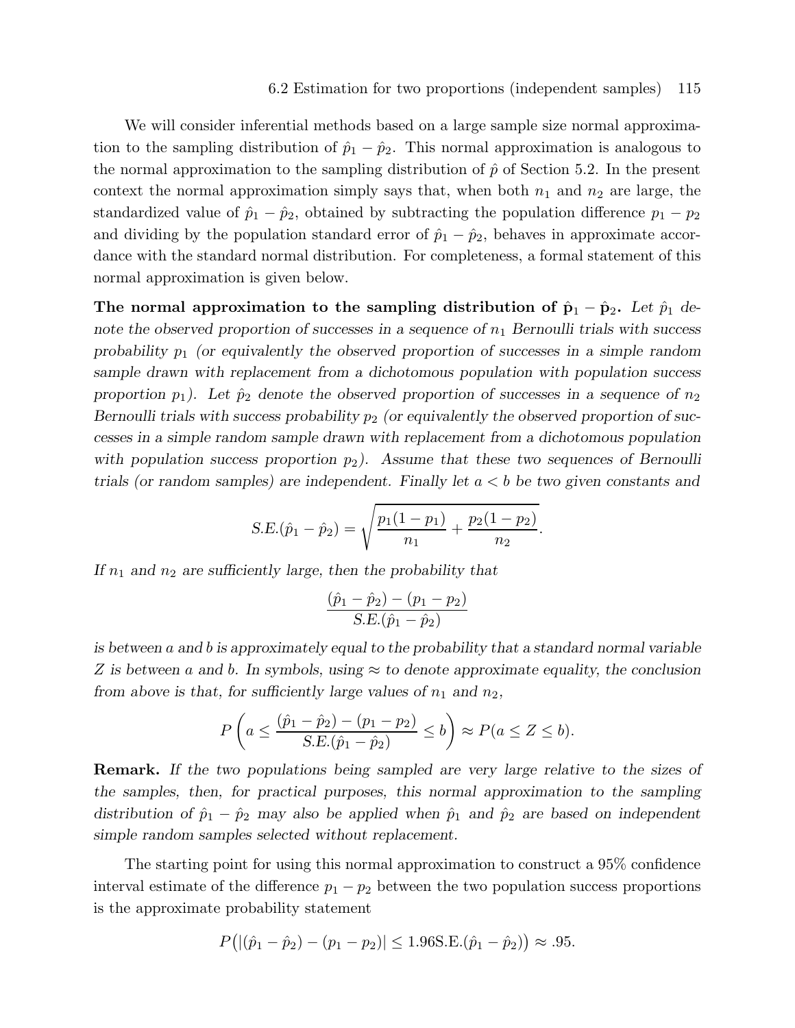We will consider inferential methods based on a large sample size normal approximation to the sampling distribution of $\hat{p}_1 - \hat{p}_2$. This normal approximation is analogous to the normal approximation to the sampling distribution of $\hat{p}$ of Section 5.2. In the present context the normal approximation simply says that, when both $n_1$ and $n_2$ are large, the standardized value of $\hat{p}_1 - \hat{p}_2$, obtained by subtracting the population difference $p_1 - p_2$ and dividing by the population standard error of $\hat{p}_1 - \hat{p}_2$, behaves in approximate accordance with the standard normal distribution. For completeness, a formal statement of this normal approximation is given below.

**The normal approximation to the sampling distribution of $\hat{\mathbf{p}}_1 - \hat{\mathbf{p}}_2$.** *Let $\hat{p}_1$ denote the observed proportion of successes in a sequence of $n_1$ Bernoulli trials with success probability $p_1$ (or equivalently the observed proportion of successes in a simple random sample drawn with replacement from a dichotomous population with population success proportion $p_1$). Let $\hat{p}_2$ denote the observed proportion of successes in a sequence of $n_2$ Bernoulli trials with success probability $p_2$ (or equivalently the observed proportion of successes in a simple random sample drawn with replacement from a dichotomous population with population success proportion $p_2$). Assume that these two sequences of Bernoulli trials (or random samples) are independent. Finally let $a < b$ be two given constants and*

$$S.E.(\hat{p}_1 - \hat{p}_2) = \sqrt{\frac{p_1(1-p_1)}{n_1} + \frac{p_2(1-p_2)}{n_2}}.$$

*If $n_1$ and $n_2$ are sufficiently large, then the probability that*

$$\frac{(\hat{p}_1 - \hat{p}_2) - (p_1 - p_2)}{S.E.(\hat{p}_1 - \hat{p}_2)}$$

*is between $a$ and $b$ is approximately equal to the probability that a standard normal variable $Z$ is between $a$ and $b$. In symbols, using $\approx$ to denote approximate equality, the conclusion from above is that, for sufficiently large values of $n_1$ and $n_2$,*

$$P\left(a \leq \frac{(\hat{p}_1 - \hat{p}_2) - (p_1 - p_2)}{S.E.(\hat{p}_1 - \hat{p}_2)} \leq b\right) \approx P(a \leq Z \leq b).$$

**Remark.** *If the two populations being sampled are very large relative to the sizes of the samples, then, for practical purposes, this normal approximation to the sampling distribution of $\hat{p}_1 - \hat{p}_2$ may also be applied when $\hat{p}_1$ and $\hat{p}_2$ are based on independent simple random samples selected without replacement.*

The starting point for using this normal approximation to construct a 95% confidence interval estimate of the difference $p_1 - p_2$ between the two population success proportions is the approximate probability statement

$$P\big(|(\hat{p}_1 - \hat{p}_2) - (p_1 - p_2)| \leq 1.96\text{S.E.}(\hat{p}_1 - \hat{p}_2)\big) \approx .95.$$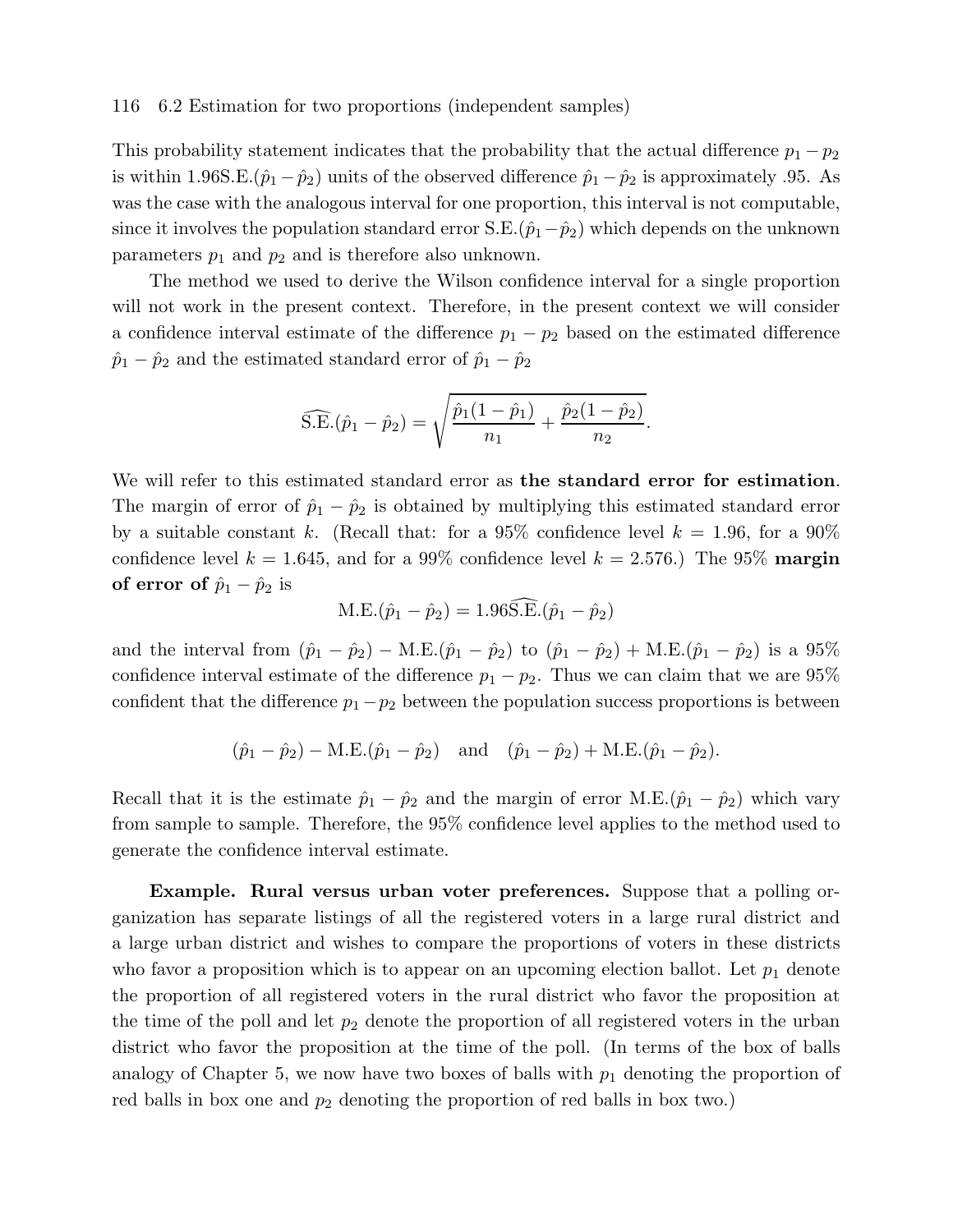This probability statement indicates that the probability that the actual difference $p_1 - p_2$ is within $1.96\text{S.E.}(\hat{p}_1 - \hat{p}_2)$ units of the observed difference $\hat{p}_1 - \hat{p}_2$ is approximately .95. As was the case with the analogous interval for one proportion, this interval is not computable, since it involves the population standard error $\text{S.E.}(\hat{p}_1 - \hat{p}_2)$ which depends on the unknown parameters $p_1$ and $p_2$ and is therefore also unknown.

The method we used to derive the Wilson confidence interval for a single proportion will not work in the present context. Therefore, in the present context we will consider a confidence interval estimate of the difference $p_1 - p_2$ based on the estimated difference $\hat{p}_1 - \hat{p}_2$ and the estimated standard error of $\hat{p}_1 - \hat{p}_2$

$$\widehat{\text{S.E.}}(\hat{p}_1 - \hat{p}_2) = \sqrt{\frac{\hat{p}_1(1-\hat{p}_1)}{n_1} + \frac{\hat{p}_2(1-\hat{p}_2)}{n_2}}.$$

We will refer to this estimated standard error as **the standard error for estimation**. The margin of error of $\hat{p}_1 - \hat{p}_2$ is obtained by multiplying this estimated standard error by a suitable constant $k$. (Recall that: for a 95% confidence level $k = 1.96$, for a 90% confidence level $k = 1.645$, and for a 99% confidence level $k = 2.576$.) The 95% **margin of error of** $\hat{p}_1 - \hat{p}_2$ is

$$\text{M.E.}(\hat{p}_1 - \hat{p}_2) = 1.96\widehat{\text{S.E.}}(\hat{p}_1 - \hat{p}_2)$$

and the interval from $(\hat{p}_1 - \hat{p}_2) - \text{M.E.}(\hat{p}_1 - \hat{p}_2)$ to $(\hat{p}_1 - \hat{p}_2) + \text{M.E.}(\hat{p}_1 - \hat{p}_2)$ is a 95% confidence interval estimate of the difference $p_1 - p_2$. Thus we can claim that we are 95% confident that the difference $p_1 - p_2$ between the population success proportions is between

$$(\hat{p}_1 - \hat{p}_2) - \text{M.E.}(\hat{p}_1 - \hat{p}_2) \quad \text{and} \quad (\hat{p}_1 - \hat{p}_2) + \text{M.E.}(\hat{p}_1 - \hat{p}_2).$$

Recall that it is the estimate $\hat{p}_1 - \hat{p}_2$ and the margin of error $\text{M.E.}(\hat{p}_1 - \hat{p}_2)$ which vary from sample to sample. Therefore, the 95% confidence level applies to the method used to generate the confidence interval estimate.

**Example. Rural versus urban voter preferences.** Suppose that a polling organization has separate listings of all the registered voters in a large rural district and a large urban district and wishes to compare the proportions of voters in these districts who favor a proposition which is to appear on an upcoming election ballot. Let $p_1$ denote the proportion of all registered voters in the rural district who favor the proposition at the time of the poll and let $p_2$ denote the proportion of all registered voters in the urban district who favor the proposition at the time of the poll. (In terms of the box of balls analogy of Chapter 5, we now have two boxes of balls with $p_1$ denoting the proportion of red balls in box one and $p_2$ denoting the proportion of red balls in box two.)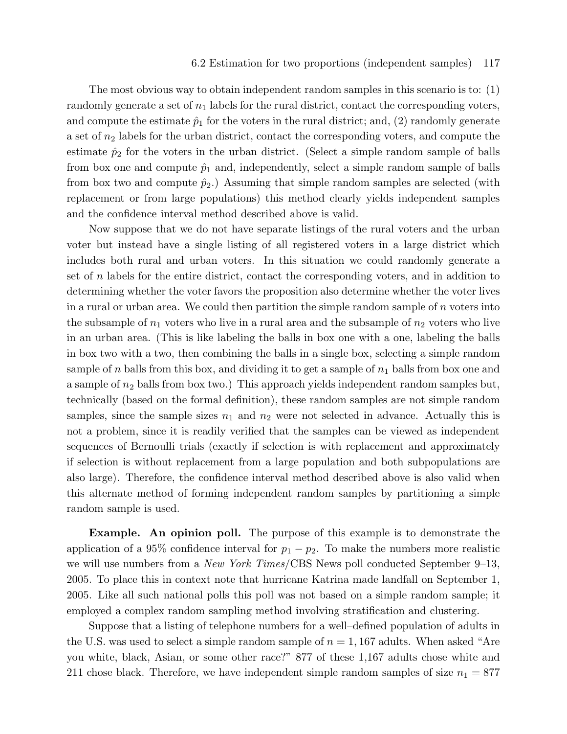The most obvious way to obtain independent random samples in this scenario is to: (1) randomly generate a set of $n_1$ labels for the rural district, contact the corresponding voters, and compute the estimate $\hat{p}_1$ for the voters in the rural district; and, (2) randomly generate a set of $n_2$ labels for the urban district, contact the corresponding voters, and compute the estimate $\hat{p}_2$ for the voters in the urban district. (Select a simple random sample of balls from box one and compute $\hat{p}_1$ and, independently, select a simple random sample of balls from box two and compute $\hat{p}_2$.) Assuming that simple random samples are selected (with replacement or from large populations) this method clearly yields independent samples and the confidence interval method described above is valid.

Now suppose that we do not have separate listings of the rural voters and the urban voter but instead have a single listing of all registered voters in a large district which includes both rural and urban voters. In this situation we could randomly generate a set of $n$ labels for the entire district, contact the corresponding voters, and in addition to determining whether the voter favors the proposition also determine whether the voter lives in a rural or urban area. We could then partition the simple random sample of $n$ voters into the subsample of $n_1$ voters who live in a rural area and the subsample of $n_2$ voters who live in an urban area. (This is like labeling the balls in box one with a one, labeling the balls in box two with a two, then combining the balls in a single box, selecting a simple random sample of $n$ balls from this box, and dividing it to get a sample of $n_1$ balls from box one and a sample of $n_2$ balls from box two.) This approach yields independent random samples but, technically (based on the formal definition), these random samples are not simple random samples, since the sample sizes $n_1$ and $n_2$ were not selected in advance. Actually this is not a problem, since it is readily verified that the samples can be viewed as independent sequences of Bernoulli trials (exactly if selection is with replacement and approximately if selection is without replacement from a large population and both subpopulations are also large). Therefore, the confidence interval method described above is also valid when this alternate method of forming independent random samples by partitioning a simple random sample is used.

**Example. An opinion poll.** The purpose of this example is to demonstrate the application of a 95% confidence interval for $p_1 - p_2$. To make the numbers more realistic we will use numbers from a *New York Times*/CBS News poll conducted September 9–13, 2005. To place this in context note that hurricane Katrina made landfall on September 1, 2005. Like all such national polls this poll was not based on a simple random sample; it employed a complex random sampling method involving stratification and clustering.

Suppose that a listing of telephone numbers for a well–defined population of adults in the U.S. was used to select a simple random sample of $n = 1,167$ adults. When asked "Are you white, black, Asian, or some other race?" 877 of these 1,167 adults chose white and 211 chose black. Therefore, we have independent simple random samples of size $n_1 = 877$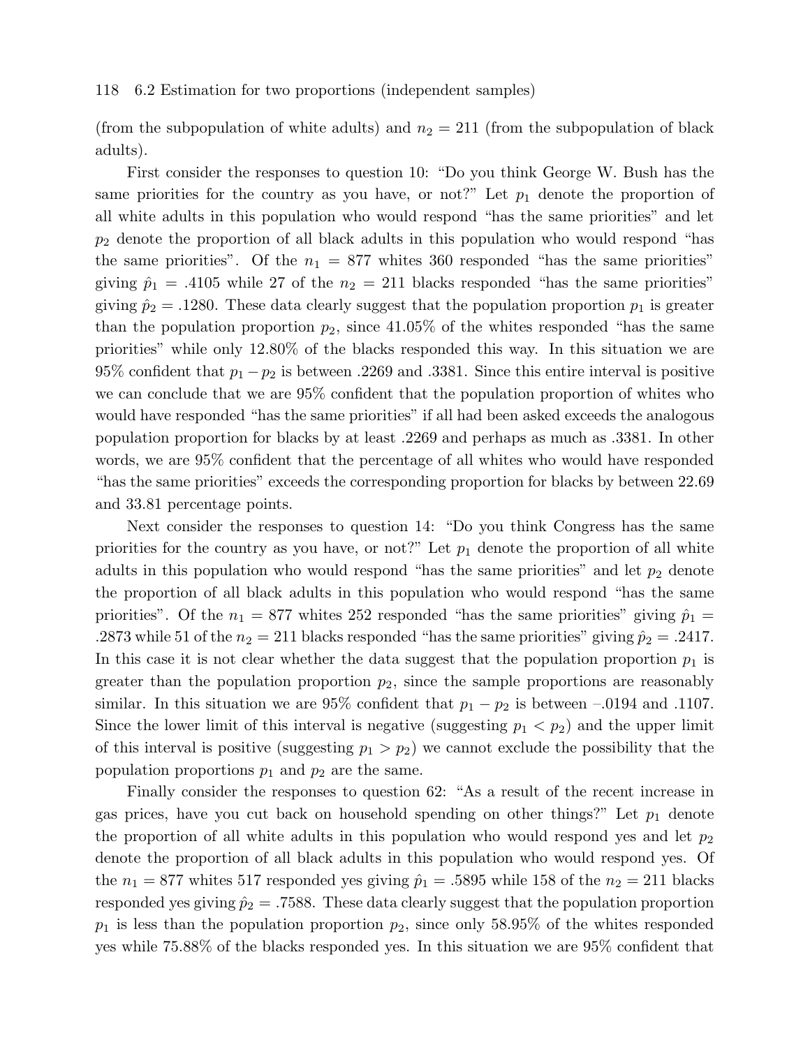(from the subpopulation of white adults) and $n_2 = 211$ (from the subpopulation of black adults).

First consider the responses to question 10: "Do you think George W. Bush has the same priorities for the country as you have, or not?" Let $p_1$ denote the proportion of all white adults in this population who would respond "has the same priorities" and let $p_2$ denote the proportion of all black adults in this population who would respond "has the same priorities". Of the $n_1 = 877$ whites 360 responded "has the same priorities" giving $\hat{p}_1 = .4105$ while 27 of the $n_2 = 211$ blacks responded "has the same priorities" giving $\hat{p}_2 = .1280$. These data clearly suggest that the population proportion $p_1$ is greater than the population proportion $p_2$, since 41.05% of the whites responded "has the same priorities" while only 12.80% of the blacks responded this way. In this situation we are 95% confident that $p_1 - p_2$ is between .2269 and .3381. Since this entire interval is positive we can conclude that we are 95% confident that the population proportion of whites who would have responded "has the same priorities" if all had been asked exceeds the analogous population proportion for blacks by at least .2269 and perhaps as much as .3381. In other words, we are 95% confident that the percentage of all whites who would have responded "has the same priorities" exceeds the corresponding proportion for blacks by between 22.69 and 33.81 percentage points.

Next consider the responses to question 14: "Do you think Congress has the same priorities for the country as you have, or not?" Let $p_1$ denote the proportion of all white adults in this population who would respond "has the same priorities" and let $p_2$ denote the proportion of all black adults in this population who would respond "has the same priorities". Of the $n_1 = 877$ whites 252 responded "has the same priorities" giving $\hat{p}_1 = .2873$ while 51 of the $n_2 = 211$ blacks responded "has the same priorities" giving $\hat{p}_2 = .2417$. In this case it is not clear whether the data suggest that the population proportion $p_1$ is greater than the population proportion $p_2$, since the sample proportions are reasonably similar. In this situation we are 95% confident that $p_1 - p_2$ is between –.0194 and .1107. Since the lower limit of this interval is negative (suggesting $p_1 < p_2$) and the upper limit of this interval is positive (suggesting $p_1 > p_2$) we cannot exclude the possibility that the population proportions $p_1$ and $p_2$ are the same.

Finally consider the responses to question 62: "As a result of the recent increase in gas prices, have you cut back on household spending on other things?" Let $p_1$ denote the proportion of all white adults in this population who would respond yes and let $p_2$ denote the proportion of all black adults in this population who would respond yes. Of the $n_1 = 877$ whites 517 responded yes giving $\hat{p}_1 = .5895$ while 158 of the $n_2 = 211$ blacks responded yes giving $\hat{p}_2 = .7588$. These data clearly suggest that the population proportion $p_1$ is less than the population proportion $p_2$, since only 58.95% of the whites responded yes while 75.88% of the blacks responded yes. In this situation we are 95% confident that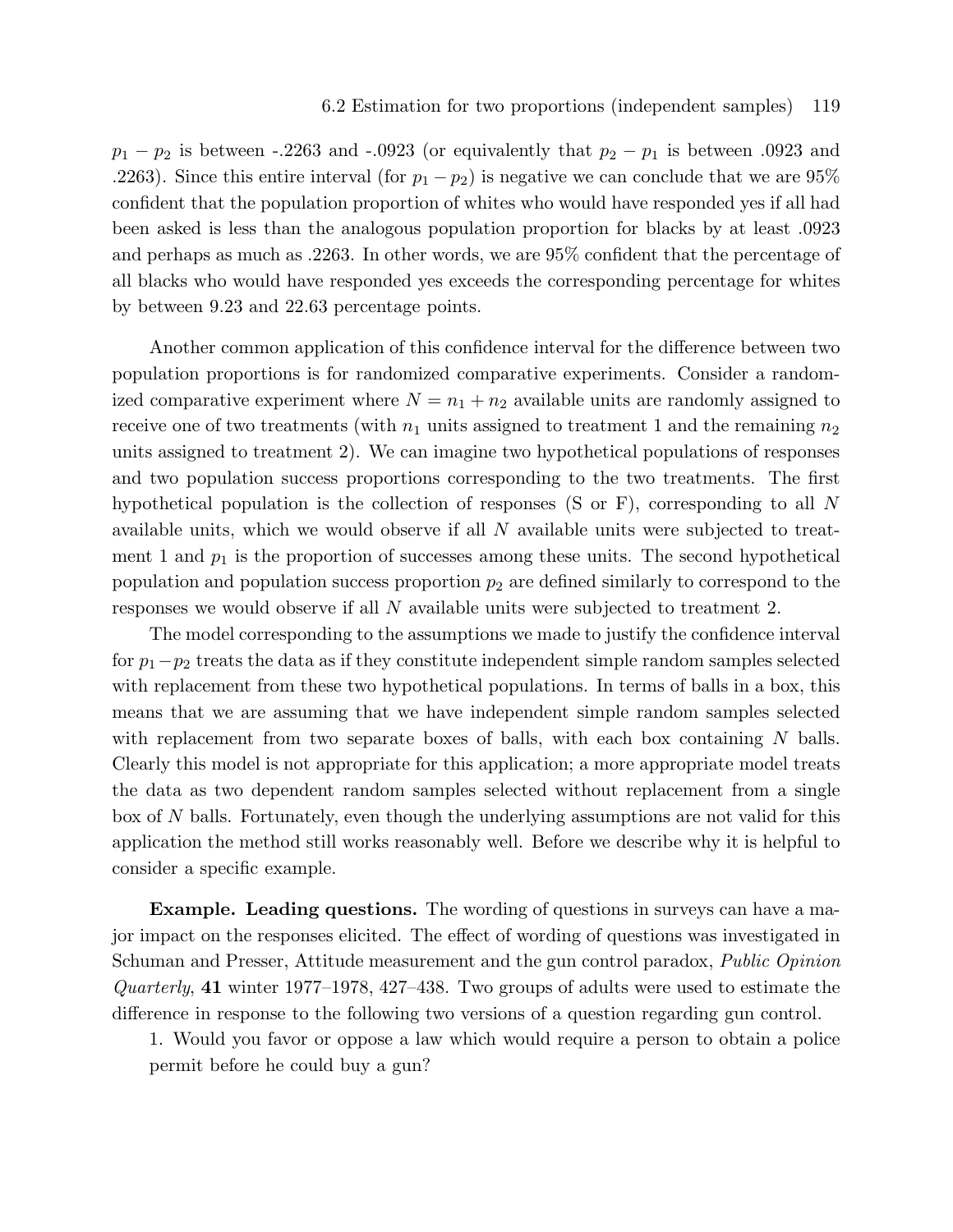$p_1 - p_2$ is between -.2263 and -.0923 (or equivalently that $p_2 - p_1$ is between .0923 and .2263). Since this entire interval (for $p_1 - p_2$) is negative we can conclude that we are 95% confident that the population proportion of whites who would have responded yes if all had been asked is less than the analogous population proportion for blacks by at least .0923 and perhaps as much as .2263. In other words, we are 95% confident that the percentage of all blacks who would have responded yes exceeds the corresponding percentage for whites by between 9.23 and 22.63 percentage points.

Another common application of this confidence interval for the difference between two population proportions is for randomized comparative experiments. Consider a randomized comparative experiment where $N = n_1 + n_2$ available units are randomly assigned to receive one of two treatments (with $n_1$ units assigned to treatment 1 and the remaining $n_2$ units assigned to treatment 2). We can imagine two hypothetical populations of responses and two population success proportions corresponding to the two treatments. The first hypothetical population is the collection of responses (S or F), corresponding to all $N$ available units, which we would observe if all $N$ available units were subjected to treatment 1 and $p_1$ is the proportion of successes among these units. The second hypothetical population and population success proportion $p_2$ are defined similarly to correspond to the responses we would observe if all $N$ available units were subjected to treatment 2.

The model corresponding to the assumptions we made to justify the confidence interval for $p_1 - p_2$ treats the data as if they constitute independent simple random samples selected with replacement from these two hypothetical populations. In terms of balls in a box, this means that we are assuming that we have independent simple random samples selected with replacement from two separate boxes of balls, with each box containing $N$ balls. Clearly this model is not appropriate for this application; a more appropriate model treats the data as two dependent random samples selected without replacement from a single box of $N$ balls. Fortunately, even though the underlying assumptions are not valid for this application the method still works reasonably well. Before we describe why it is helpful to consider a specific example.

**Example. Leading questions.** The wording of questions in surveys can have a major impact on the responses elicited. The effect of wording of questions was investigated in Schuman and Presser, Attitude measurement and the gun control paradox, *Public Opinion Quarterly*, **41** winter 1977–1978, 427–438. Two groups of adults were used to estimate the difference in response to the following two versions of a question regarding gun control.

1. Would you favor or oppose a law which would require a person to obtain a police permit before he could buy a gun?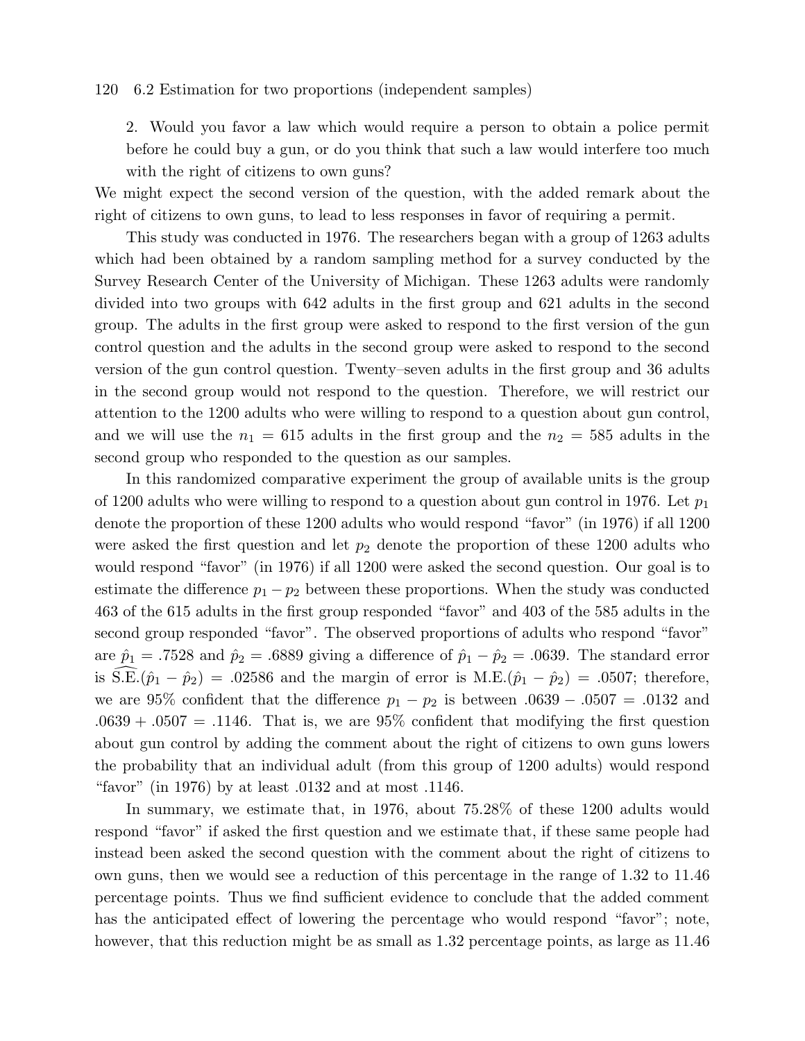2. Would you favor a law which would require a person to obtain a police permit before he could buy a gun, or do you think that such a law would interfere too much with the right of citizens to own guns?

We might expect the second version of the question, with the added remark about the right of citizens to own guns, to lead to less responses in favor of requiring a permit.

This study was conducted in 1976. The researchers began with a group of 1263 adults which had been obtained by a random sampling method for a survey conducted by the Survey Research Center of the University of Michigan. These 1263 adults were randomly divided into two groups with 642 adults in the first group and 621 adults in the second group. The adults in the first group were asked to respond to the first version of the gun control question and the adults in the second group were asked to respond to the second version of the gun control question. Twenty–seven adults in the first group and 36 adults in the second group would not respond to the question. Therefore, we will restrict our attention to the 1200 adults who were willing to respond to a question about gun control, and we will use the $n_1 = 615$ adults in the first group and the $n_2 = 585$ adults in the second group who responded to the question as our samples.

In this randomized comparative experiment the group of available units is the group of 1200 adults who were willing to respond to a question about gun control in 1976. Let $p_1$ denote the proportion of these 1200 adults who would respond "favor" (in 1976) if all 1200 were asked the first question and let $p_2$ denote the proportion of these 1200 adults who would respond "favor" (in 1976) if all 1200 were asked the second question. Our goal is to estimate the difference $p_1 - p_2$ between these proportions. When the study was conducted 463 of the 615 adults in the first group responded "favor" and 403 of the 585 adults in the second group responded "favor". The observed proportions of adults who respond "favor" are $\hat{p}_1 = .7528$ and $\hat{p}_2 = .6889$ giving a difference of $\hat{p}_1 - \hat{p}_2 = .0639$. The standard error is $\widehat{\text{S.E.}}(\hat{p}_1 - \hat{p}_2) = .02586$ and the margin of error is $\text{M.E.}(\hat{p}_1 - \hat{p}_2) = .0507$; therefore, we are 95% confident that the difference $p_1 - p_2$ is between $.0639 - .0507 = .0132$ and $.0639 + .0507 = .1146$. That is, we are 95% confident that modifying the first question about gun control by adding the comment about the right of citizens to own guns lowers the probability that an individual adult (from this group of 1200 adults) would respond "favor" (in 1976) by at least .0132 and at most .1146.

In summary, we estimate that, in 1976, about 75.28% of these 1200 adults would respond "favor" if asked the first question and we estimate that, if these same people had instead been asked the second question with the comment about the right of citizens to own guns, then we would see a reduction of this percentage in the range of 1.32 to 11.46 percentage points. Thus we find sufficient evidence to conclude that the added comment has the anticipated effect of lowering the percentage who would respond "favor"; note, however, that this reduction might be as small as 1.32 percentage points, as large as 11.46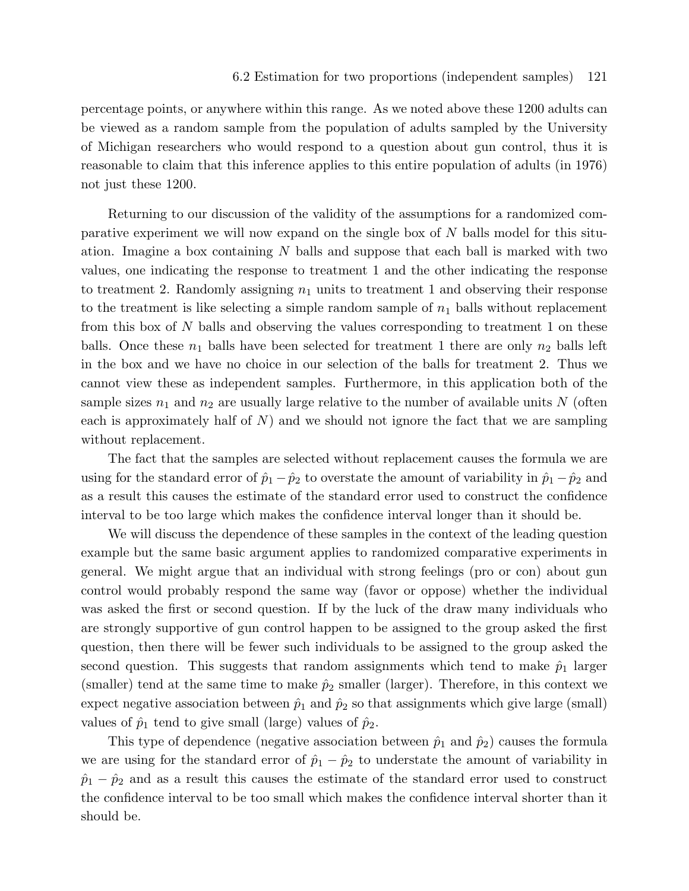percentage points, or anywhere within this range. As we noted above these 1200 adults can be viewed as a random sample from the population of adults sampled by the University of Michigan researchers who would respond to a question about gun control, thus it is reasonable to claim that this inference applies to this entire population of adults (in 1976) not just these 1200.

Returning to our discussion of the validity of the assumptions for a randomized comparative experiment we will now expand on the single box of $N$ balls model for this situation. Imagine a box containing $N$ balls and suppose that each ball is marked with two values, one indicating the response to treatment 1 and the other indicating the response to treatment 2. Randomly assigning $n_1$ units to treatment 1 and observing their response to the treatment is like selecting a simple random sample of $n_1$ balls without replacement from this box of $N$ balls and observing the values corresponding to treatment 1 on these balls. Once these $n_1$ balls have been selected for treatment 1 there are only $n_2$ balls left in the box and we have no choice in our selection of the balls for treatment 2. Thus we cannot view these as independent samples. Furthermore, in this application both of the sample sizes $n_1$ and $n_2$ are usually large relative to the number of available units $N$ (often each is approximately half of $N$) and we should not ignore the fact that we are sampling without replacement.

The fact that the samples are selected without replacement causes the formula we are using for the standard error of $\hat{p}_1 - \hat{p}_2$ to overstate the amount of variability in $\hat{p}_1 - \hat{p}_2$ and as a result this causes the estimate of the standard error used to construct the confidence interval to be too large which makes the confidence interval longer than it should be.

We will discuss the dependence of these samples in the context of the leading question example but the same basic argument applies to randomized comparative experiments in general. We might argue that an individual with strong feelings (pro or con) about gun control would probably respond the same way (favor or oppose) whether the individual was asked the first or second question. If by the luck of the draw many individuals who are strongly supportive of gun control happen to be assigned to the group asked the first question, then there will be fewer such individuals to be assigned to the group asked the second question. This suggests that random assignments which tend to make $\hat{p}_1$ larger (smaller) tend at the same time to make $\hat{p}_2$ smaller (larger). Therefore, in this context we expect negative association between $\hat{p}_1$ and $\hat{p}_2$ so that assignments which give large (small) values of $\hat{p}_1$ tend to give small (large) values of $\hat{p}_2$.

This type of dependence (negative association between $\hat{p}_1$ and $\hat{p}_2$) causes the formula we are using for the standard error of $\hat{p}_1 - \hat{p}_2$ to understate the amount of variability in $\hat{p}_1 - \hat{p}_2$ and as a result this causes the estimate of the standard error used to construct the confidence interval to be too small which makes the confidence interval shorter than it should be.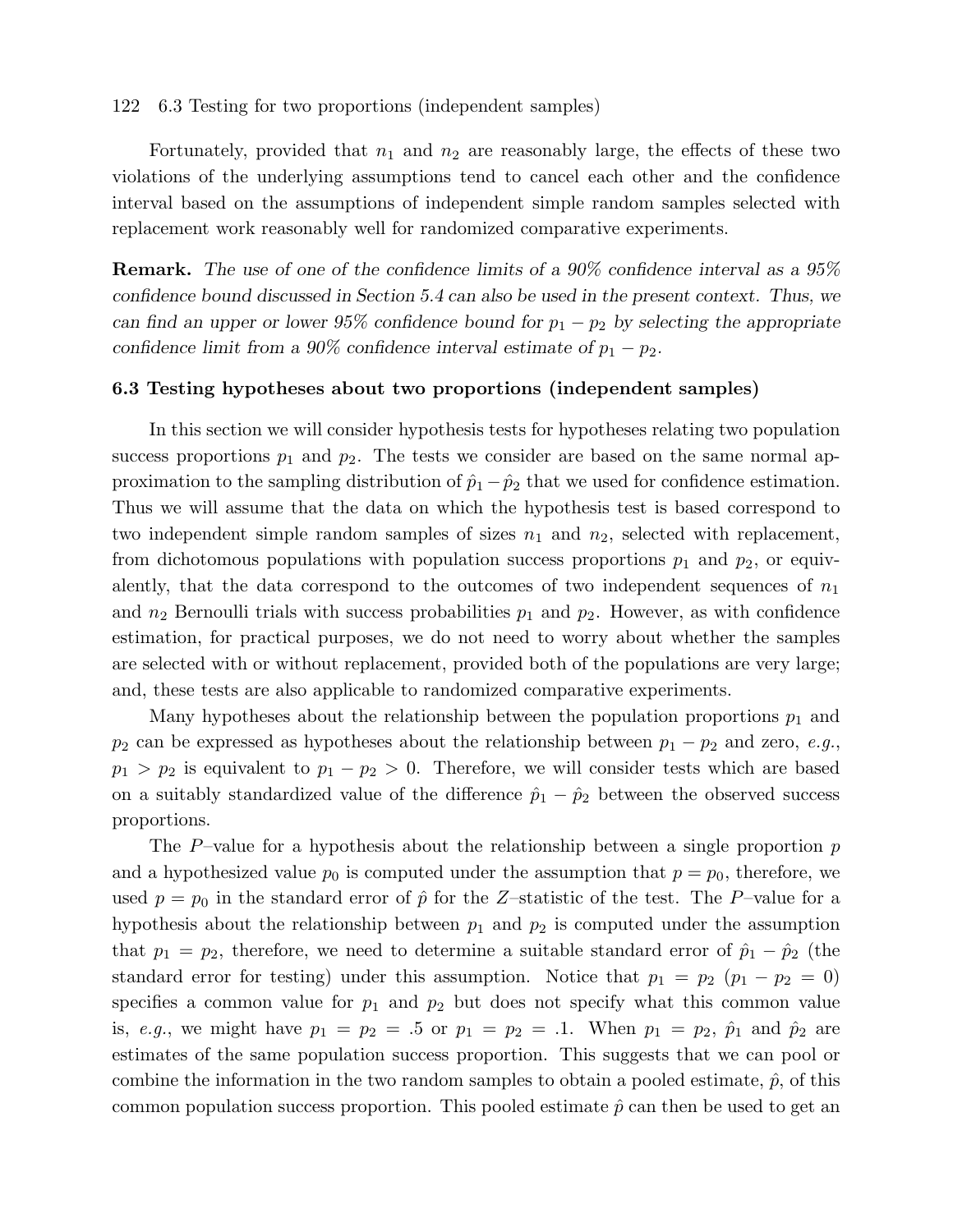Fortunately, provided that $n_1$ and $n_2$ are reasonably large, the effects of these two violations of the underlying assumptions tend to cancel each other and the confidence interval based on the assumptions of independent simple random samples selected with replacement work reasonably well for randomized comparative experiments.

**Remark.** *The use of one of the confidence limits of a 90% confidence interval as a 95% confidence bound discussed in Section 5.4 can also be used in the present context. Thus, we can find an upper or lower 95% confidence bound for $p_1 - p_2$ by selecting the appropriate confidence limit from a 90% confidence interval estimate of $p_1 - p_2$.*

### 6.3 Testing hypotheses about two proportions (independent samples)

In this section we will consider hypothesis tests for hypotheses relating two population success proportions $p_1$ and $p_2$. The tests we consider are based on the same normal approximation to the sampling distribution of $\hat{p}_1 - \hat{p}_2$ that we used for confidence estimation. Thus we will assume that the data on which the hypothesis test is based correspond to two independent simple random samples of sizes $n_1$ and $n_2$, selected with replacement, from dichotomous populations with population success proportions $p_1$ and $p_2$, or equivalently, that the data correspond to the outcomes of two independent sequences of $n_1$ and $n_2$ Bernoulli trials with success probabilities $p_1$ and $p_2$. However, as with confidence estimation, for practical purposes, we do not need to worry about whether the samples are selected with or without replacement, provided both of the populations are very large; and, these tests are also applicable to randomized comparative experiments.

Many hypotheses about the relationship between the population proportions $p_1$ and $p_2$ can be expressed as hypotheses about the relationship between $p_1 - p_2$ and zero, *e.g.*, $p_1 > p_2$ is equivalent to $p_1 - p_2 > 0$. Therefore, we will consider tests which are based on a suitably standardized value of the difference $\hat{p}_1 - \hat{p}_2$ between the observed success proportions.

The $P$–value for a hypothesis about the relationship between a single proportion $p$ and a hypothesized value $p_0$ is computed under the assumption that $p = p_0$, therefore, we used $p = p_0$ in the standard error of $\hat{p}$ for the $Z$–statistic of the test. The $P$–value for a hypothesis about the relationship between $p_1$ and $p_2$ is computed under the assumption that $p_1 = p_2$, therefore, we need to determine a suitable standard error of $\hat{p}_1 - \hat{p}_2$ (the standard error for testing) under this assumption. Notice that $p_1 = p_2$ ($p_1 - p_2 = 0$) specifies a common value for $p_1$ and $p_2$ but does not specify what this common value is, *e.g.*, we might have $p_1 = p_2 = .5$ or $p_1 = p_2 = .1$. When $p_1 = p_2$, $\hat{p}_1$ and $\hat{p}_2$ are estimates of the same population success proportion. This suggests that we can pool or combine the information in the two random samples to obtain a pooled estimate, $\hat{p}$, of this common population success proportion. This pooled estimate $\hat{p}$ can then be used to get an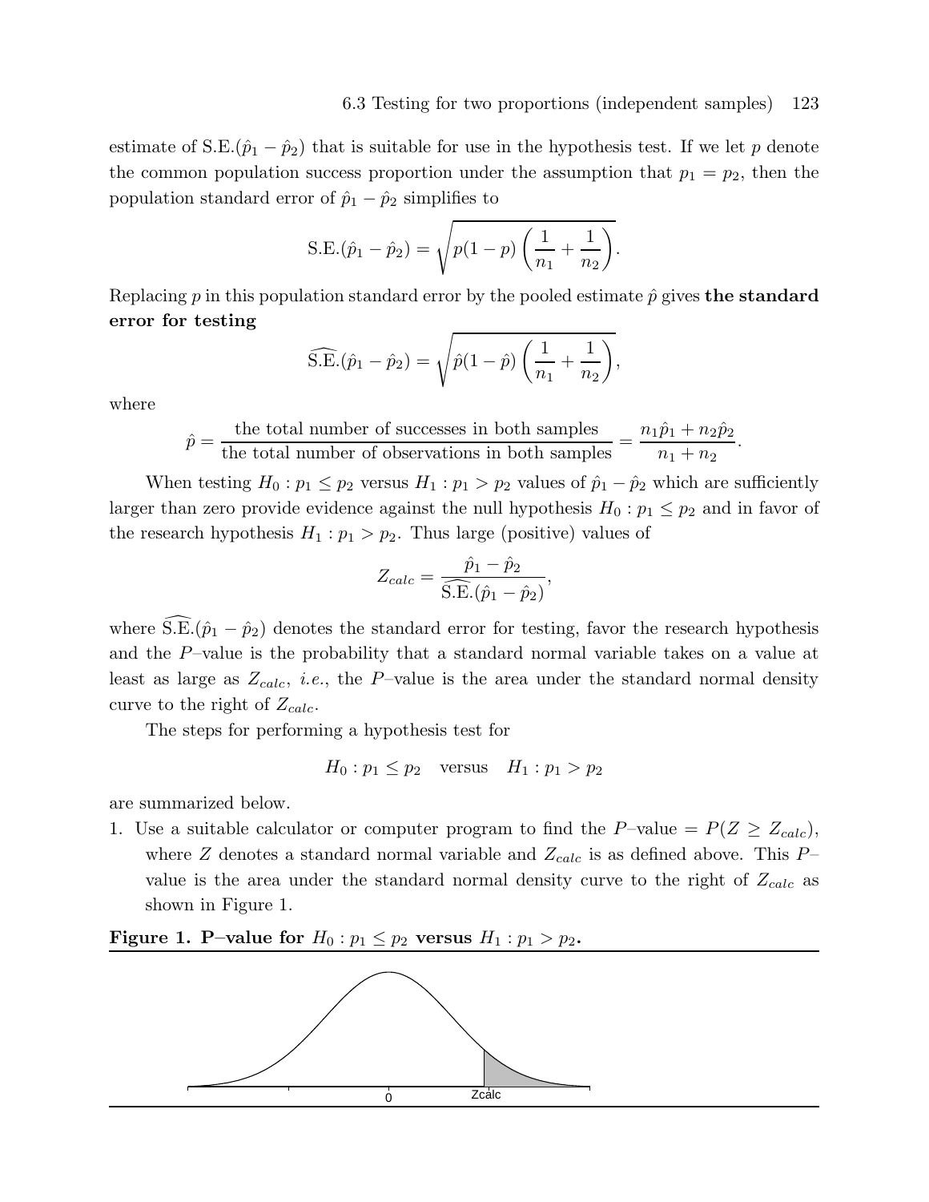estimate of $\text{S.E.}(\hat{p}_1 - \hat{p}_2)$ that is suitable for use in the hypothesis test. If we let $p$ denote the common population success proportion under the assumption that $p_1 = p_2$, then the population standard error of $\hat{p}_1 - \hat{p}_2$ simplifies to

$$\text{S.E.}(\hat{p}_1 - \hat{p}_2) = \sqrt{p(1-p)\left(\frac{1}{n_1} + \frac{1}{n_2}\right)}.$$

Replacing $p$ in this population standard error by the pooled estimate $\hat{p}$ gives **the standard error for testing**

$$\widehat{\text{S.E.}}(\hat{p}_1 - \hat{p}_2) = \sqrt{\hat{p}(1-\hat{p})\left(\frac{1}{n_1} + \frac{1}{n_2}\right)},$$

where

$$\hat{p} = \frac{\text{the total number of successes in both samples}}{\text{the total number of observations in both samples}} = \frac{n_1\hat{p}_1 + n_2\hat{p}_2}{n_1 + n_2}.$$

When testing $H_0 : p_1 \leq p_2$ versus $H_1 : p_1 > p_2$ values of $\hat{p}_1 - \hat{p}_2$ which are sufficiently larger than zero provide evidence against the null hypothesis $H_0 : p_1 \leq p_2$ and in favor of the research hypothesis $H_1 : p_1 > p_2$. Thus large (positive) values of

$$Z_{calc} = \frac{\hat{p}_1 - \hat{p}_2}{\widehat{\text{S.E.}}(\hat{p}_1 - \hat{p}_2)},$$

where $\widehat{\text{S.E.}}(\hat{p}_1 - \hat{p}_2)$ denotes the standard error for testing, favor the research hypothesis and the $P$–value is the probability that a standard normal variable takes on a value at least as large as $Z_{calc}$, *i.e.*, the $P$–value is the area under the standard normal density curve to the right of $Z_{calc}$.

The steps for performing a hypothesis test for

$$H_0 : p_1 \leq p_2 \quad \text{versus} \quad H_1 : p_1 > p_2$$

are summarized below.

1. Use a suitable calculator or computer program to find the $P$–value $= P(Z \geq Z_{calc})$, where $Z$ denotes a standard normal variable and $Z_{calc}$ is as defined above. This $P$–value is the area under the standard normal density curve to the right of $Z_{calc}$ as shown in Figure 1.

**Figure 1. P–value for $H_0 : p_1 \leq p_2$ versus $H_1 : p_1 > p_2$.**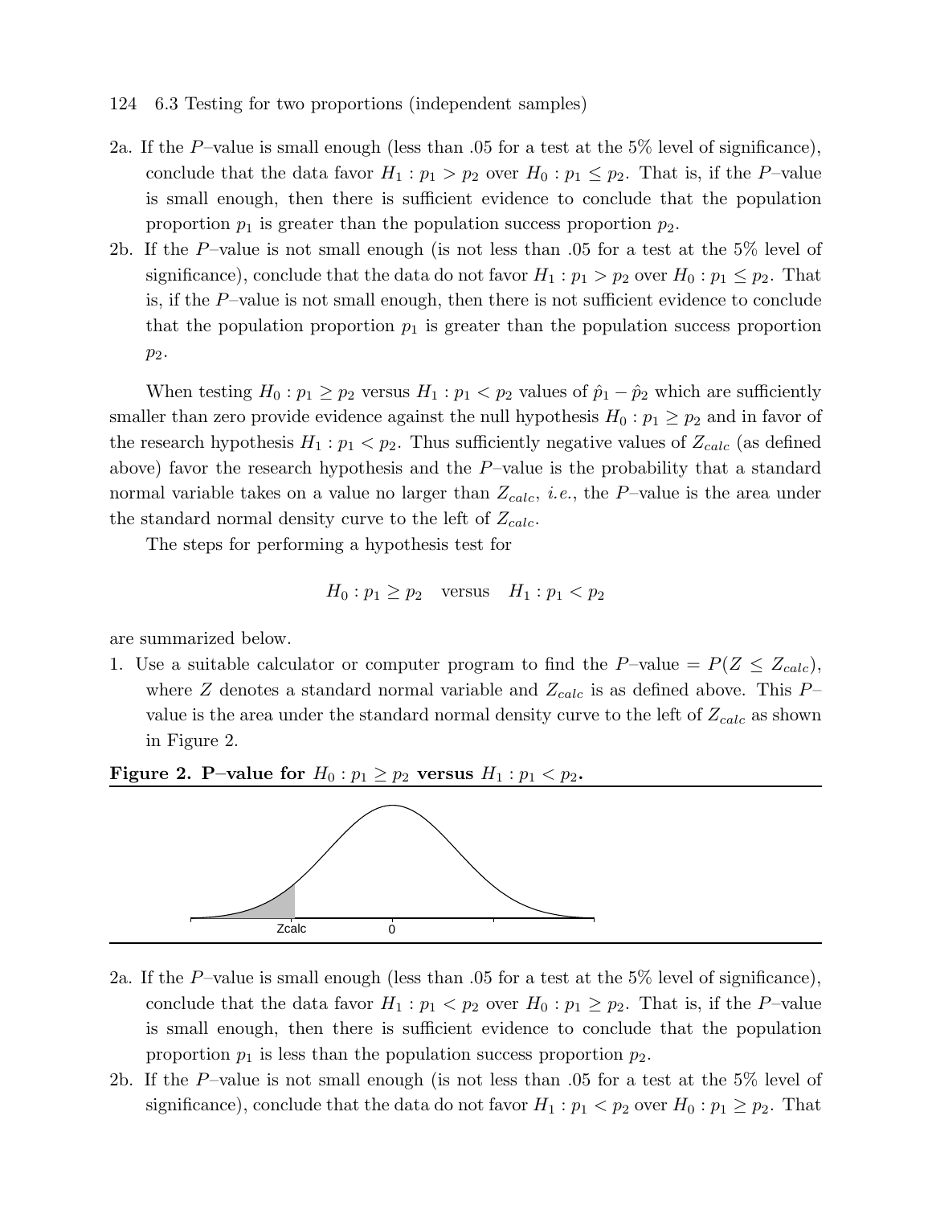2a. If the $P$–value is small enough (less than .05 for a test at the 5% level of significance), conclude that the data favor $H_1 : p_1 > p_2$ over $H_0 : p_1 \leq p_2$. That is, if the $P$–value is small enough, then there is sufficient evidence to conclude that the population proportion $p_1$ is greater than the population success proportion $p_2$.

2b. If the $P$–value is not small enough (is not less than .05 for a test at the 5% level of significance), conclude that the data do not favor $H_1 : p_1 > p_2$ over $H_0 : p_1 \leq p_2$. That is, if the $P$–value is not small enough, then there is not sufficient evidence to conclude that the population proportion $p_1$ is greater than the population success proportion $p_2$.

When testing $H_0 : p_1 \geq p_2$ versus $H_1 : p_1 < p_2$ values of $\hat{p}_1 - \hat{p}_2$ which are sufficiently smaller than zero provide evidence against the null hypothesis $H_0 : p_1 \geq p_2$ and in favor of the research hypothesis $H_1 : p_1 < p_2$. Thus sufficiently negative values of $Z_{calc}$ (as defined above) favor the research hypothesis and the $P$–value is the probability that a standard normal variable takes on a value no larger than $Z_{calc}$, *i.e.*, the $P$–value is the area under the standard normal density curve to the left of $Z_{calc}$.

The steps for performing a hypothesis test for

$$H_0 : p_1 \geq p_2 \quad \text{versus} \quad H_1 : p_1 < p_2$$

are summarized below.

1. Use a suitable calculator or computer program to find the $P$–value $= P(Z \leq Z_{calc})$, where $Z$ denotes a standard normal variable and $Z_{calc}$ is as defined above. This $P$–value is the area under the standard normal density curve to the left of $Z_{calc}$ as shown in Figure 2.

**Figure 2. P–value for $H_0 : p_1 \geq p_2$ versus $H_1 : p_1 < p_2$.**

2a. If the $P$–value is small enough (less than .05 for a test at the 5% level of significance), conclude that the data favor $H_1 : p_1 < p_2$ over $H_0 : p_1 \geq p_2$. That is, if the $P$–value is small enough, then there is sufficient evidence to conclude that the population proportion $p_1$ is less than the population success proportion $p_2$.

2b. If the $P$–value is not small enough (is not less than .05 for a test at the 5% level of significance), conclude that the data do not favor $H_1 : p_1 < p_2$ over $H_0 : p_1 \geq p_2$. That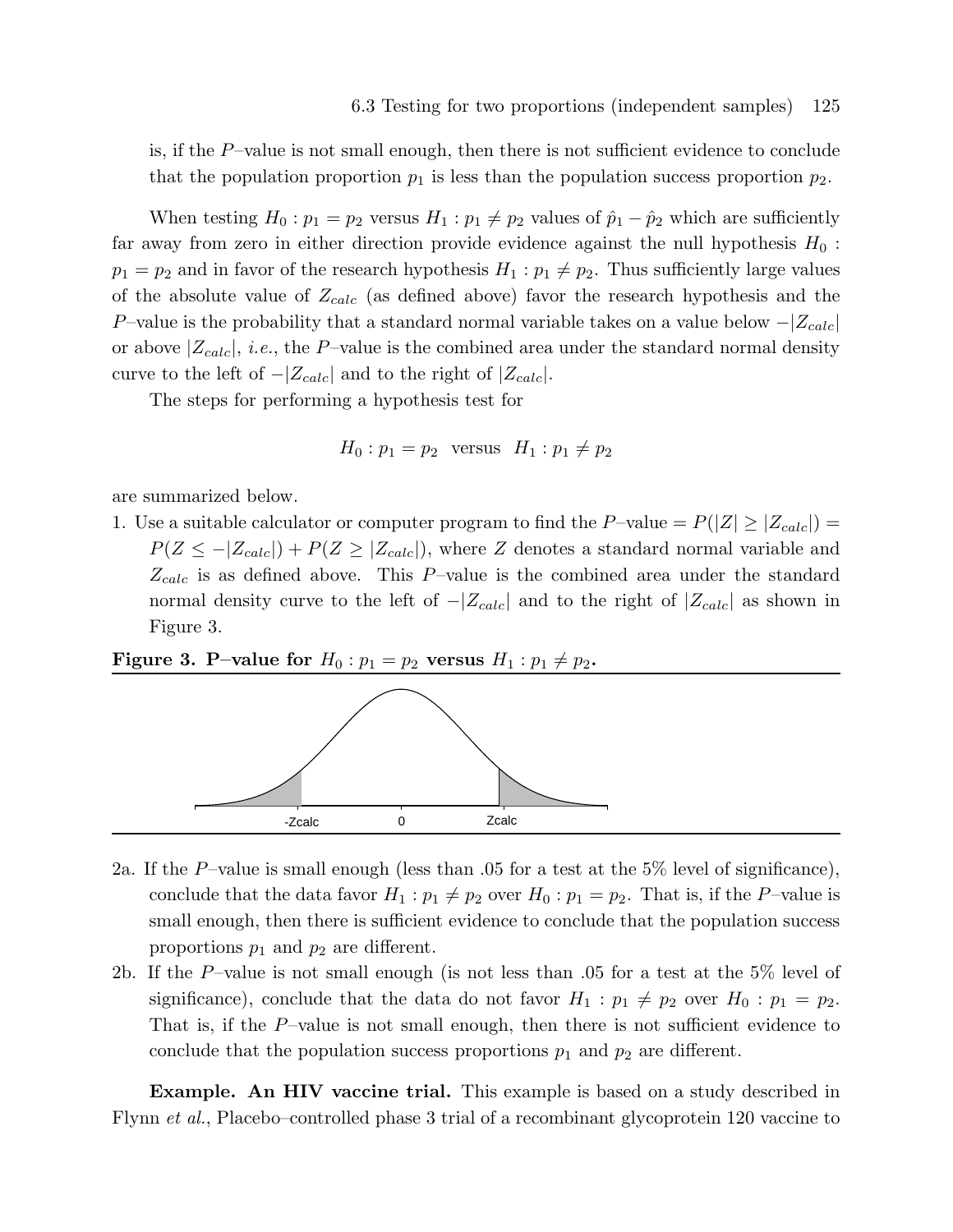is, if the $P$–value is not small enough, then there is not sufficient evidence to conclude that the population proportion $p_1$ is less than the population success proportion $p_2$.

When testing $H_0 : p_1 = p_2$ versus $H_1 : p_1 \neq p_2$ values of $\hat{p}_1 - \hat{p}_2$ which are sufficiently far away from zero in either direction provide evidence against the null hypothesis $H_0 : p_1 = p_2$ and in favor of the research hypothesis $H_1 : p_1 \neq p_2$. Thus sufficiently large values of the absolute value of $Z_{calc}$ (as defined above) favor the research hypothesis and the $P$–value is the probability that a standard normal variable takes on a value below $-|Z_{calc}|$ or above $|Z_{calc}|$, *i.e.*, the $P$–value is the combined area under the standard normal density curve to the left of $-|Z_{calc}|$ and to the right of $|Z_{calc}|$.

The steps for performing a hypothesis test for

$$H_0 : p_1 = p_2 \quad \text{versus} \quad H_1 : p_1 \neq p_2$$

are summarized below.

1. Use a suitable calculator or computer program to find the $P$–value $= P(|Z| \geq |Z_{calc}|) = P(Z \leq -|Z_{calc}|) + P(Z \geq |Z_{calc}|)$, where $Z$ denotes a standard normal variable and $Z_{calc}$ is as defined above. This $P$–value is the combined area under the standard normal density curve to the left of $-|Z_{calc}|$ and to the right of $|Z_{calc}|$ as shown in Figure 3.

**Figure 3. P–value for $H_0 : p_1 = p_2$ versus $H_1 : p_1 \neq p_2$.**

2a. If the $P$–value is small enough (less than .05 for a test at the 5% level of significance), conclude that the data favor $H_1 : p_1 \neq p_2$ over $H_0 : p_1 = p_2$. That is, if the $P$–value is small enough, then there is sufficient evidence to conclude that the population success proportions $p_1$ and $p_2$ are different.

2b. If the $P$–value is not small enough (is not less than .05 for a test at the 5% level of significance), conclude that the data do not favor $H_1 : p_1 \neq p_2$ over $H_0 : p_1 = p_2$. That is, if the $P$–value is not small enough, then there is not sufficient evidence to conclude that the population success proportions $p_1$ and $p_2$ are different.

**Example. An HIV vaccine trial.** This example is based on a study described in Flynn *et al.*, Placebo–controlled phase 3 trial of a recombinant glycoprotein 120 vaccine to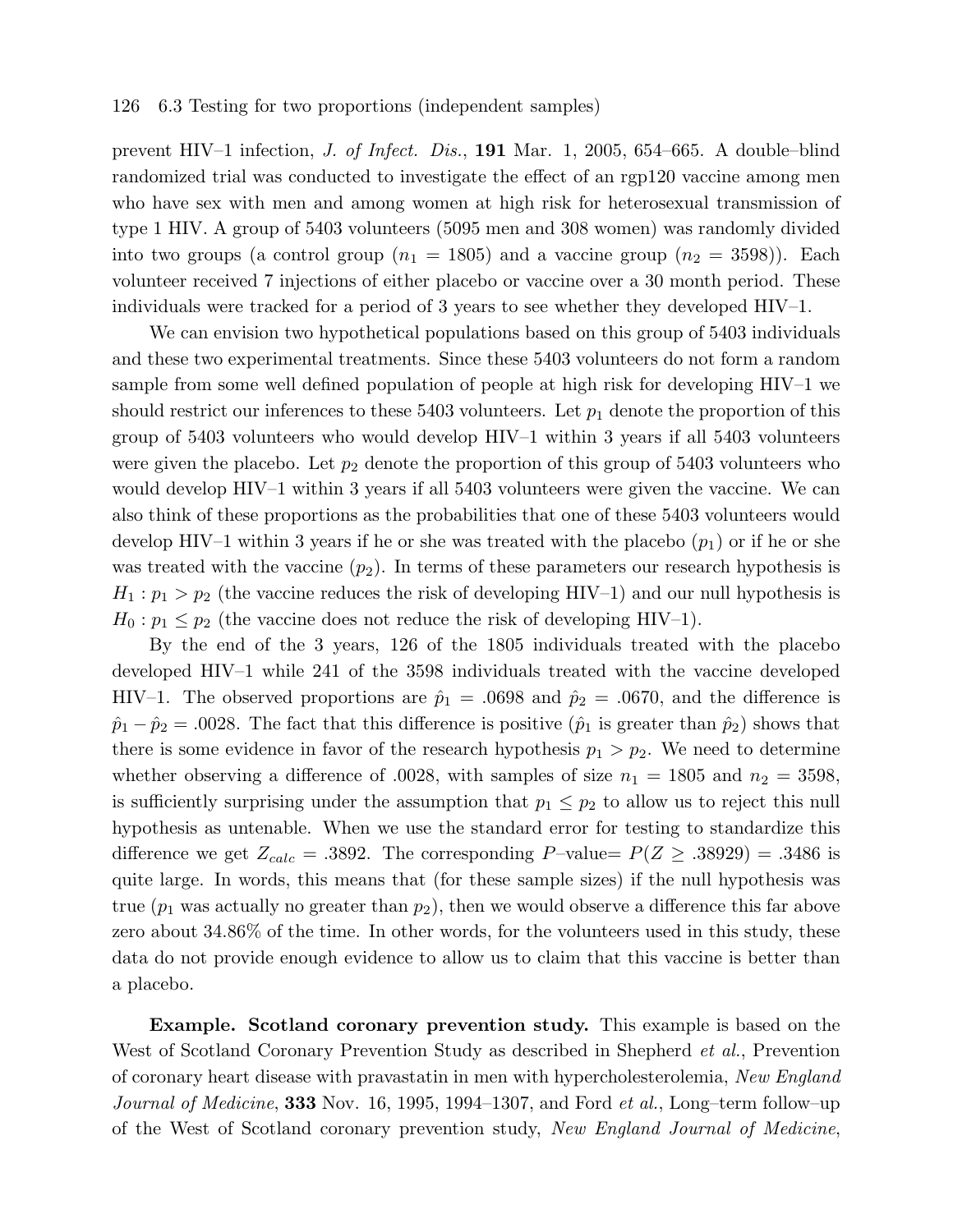prevent HIV–1 infection, *J. of Infect. Dis.*, **191** Mar. 1, 2005, 654–665. A double–blind randomized trial was conducted to investigate the effect of an rgp120 vaccine among men who have sex with men and among women at high risk for heterosexual transmission of type 1 HIV. A group of 5403 volunteers (5095 men and 308 women) was randomly divided into two groups (a control group ($n_1 = 1805$) and a vaccine group ($n_2 = 3598$)). Each volunteer received 7 injections of either placebo or vaccine over a 30 month period. These individuals were tracked for a period of 3 years to see whether they developed HIV–1.

We can envision two hypothetical populations based on this group of 5403 individuals and these two experimental treatments. Since these 5403 volunteers do not form a random sample from some well defined population of people at high risk for developing HIV–1 we should restrict our inferences to these 5403 volunteers. Let $p_1$ denote the proportion of this group of 5403 volunteers who would develop HIV–1 within 3 years if all 5403 volunteers were given the placebo. Let $p_2$ denote the proportion of this group of 5403 volunteers who would develop HIV–1 within 3 years if all 5403 volunteers were given the vaccine. We can also think of these proportions as the probabilities that one of these 5403 volunteers would develop HIV–1 within 3 years if he or she was treated with the placebo ($p_1$) or if he or she was treated with the vaccine ($p_2$). In terms of these parameters our research hypothesis is $H_1 : p_1 > p_2$ (the vaccine reduces the risk of developing HIV–1) and our null hypothesis is $H_0 : p_1 \leq p_2$ (the vaccine does not reduce the risk of developing HIV–1).

By the end of the 3 years, 126 of the 1805 individuals treated with the placebo developed HIV–1 while 241 of the 3598 individuals treated with the vaccine developed HIV–1. The observed proportions are $\hat{p}_1 = .0698$ and $\hat{p}_2 = .0670$, and the difference is $\hat{p}_1 - \hat{p}_2 = .0028$. The fact that this difference is positive ($\hat{p}_1$ is greater than $\hat{p}_2$) shows that there is some evidence in favor of the research hypothesis $p_1 > p_2$. We need to determine whether observing a difference of .0028, with samples of size $n_1 = 1805$ and $n_2 = 3598$, is sufficiently surprising under the assumption that $p_1 \leq p_2$ to allow us to reject this null hypothesis as untenable. When we use the standard error for testing to standardize this difference we get $Z_{calc} = .3892$. The corresponding $P$–value= $P(Z \geq .38929) = .3486$ is quite large. In words, this means that (for these sample sizes) if the null hypothesis was true ($p_1$ was actually no greater than $p_2$), then we would observe a difference this far above zero about 34.86% of the time. In other words, for the volunteers used in this study, these data do not provide enough evidence to allow us to claim that this vaccine is better than a placebo.

**Example. Scotland coronary prevention study.** This example is based on the West of Scotland Coronary Prevention Study as described in Shepherd *et al.*, Prevention of coronary heart disease with pravastatin in men with hypercholesterolemia, *New England Journal of Medicine*, **333** Nov. 16, 1995, 1994–1307, and Ford *et al.*, Long–term follow–up of the West of Scotland coronary prevention study, *New England Journal of Medicine*,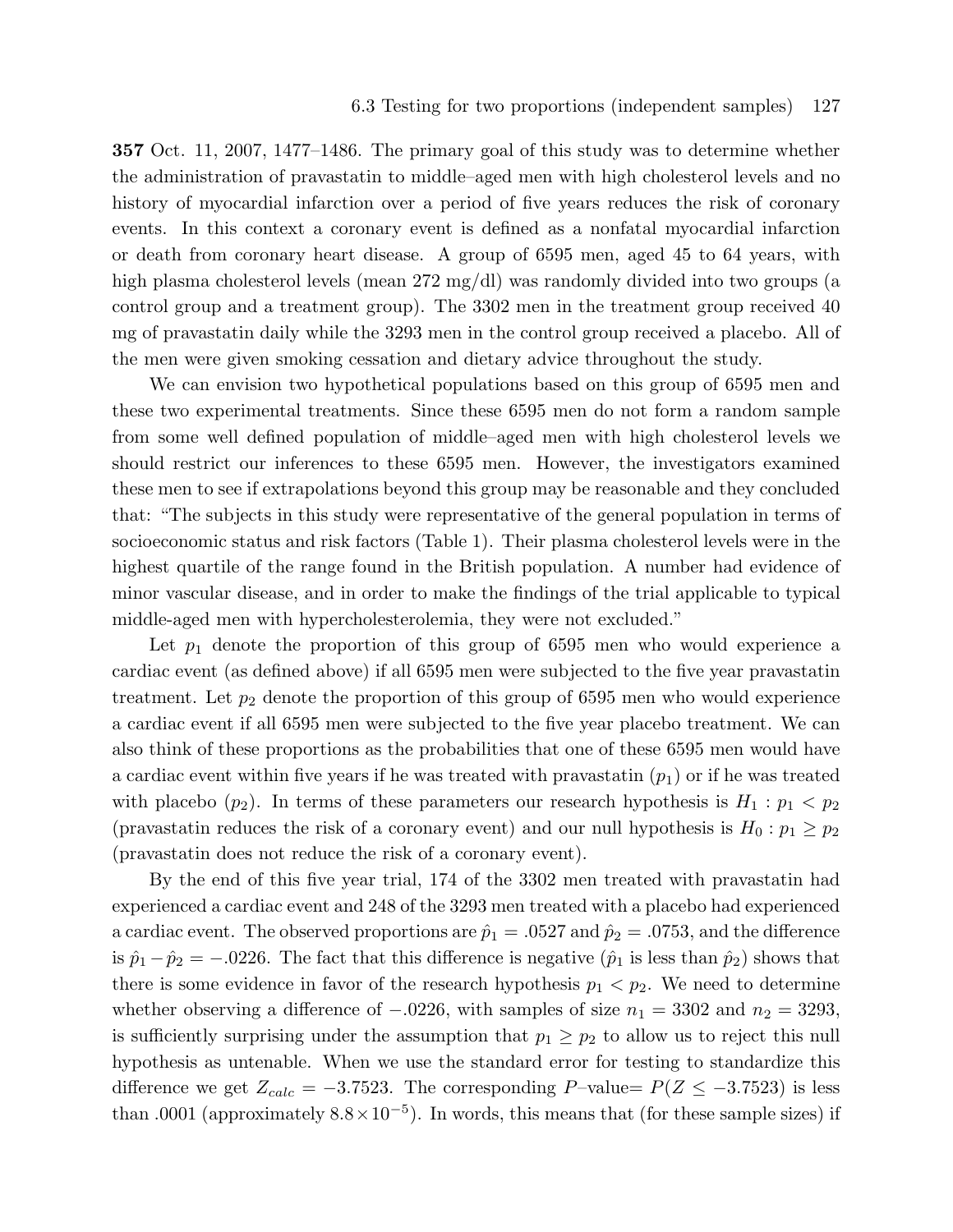**357** Oct. 11, 2007, 1477–1486. The primary goal of this study was to determine whether the administration of pravastatin to middle–aged men with high cholesterol levels and no history of myocardial infarction over a period of five years reduces the risk of coronary events. In this context a coronary event is defined as a nonfatal myocardial infarction or death from coronary heart disease. A group of 6595 men, aged 45 to 64 years, with high plasma cholesterol levels (mean 272 mg/dl) was randomly divided into two groups (a control group and a treatment group). The 3302 men in the treatment group received 40 mg of pravastatin daily while the 3293 men in the control group received a placebo. All of the men were given smoking cessation and dietary advice throughout the study.

We can envision two hypothetical populations based on this group of 6595 men and these two experimental treatments. Since these 6595 men do not form a random sample from some well defined population of middle–aged men with high cholesterol levels we should restrict our inferences to these 6595 men. However, the investigators examined these men to see if extrapolations beyond this group may be reasonable and they concluded that: "The subjects in this study were representative of the general population in terms of socioeconomic status and risk factors (Table 1). Their plasma cholesterol levels were in the highest quartile of the range found in the British population. A number had evidence of minor vascular disease, and in order to make the findings of the trial applicable to typical middle-aged men with hypercholesterolemia, they were not excluded."

Let $p_1$ denote the proportion of this group of 6595 men who would experience a cardiac event (as defined above) if all 6595 men were subjected to the five year pravastatin treatment. Let $p_2$ denote the proportion of this group of 6595 men who would experience a cardiac event if all 6595 men were subjected to the five year placebo treatment. We can also think of these proportions as the probabilities that one of these 6595 men would have a cardiac event within five years if he was treated with pravastatin ($p_1$) or if he was treated with placebo ($p_2$). In terms of these parameters our research hypothesis is $H_1 : p_1 < p_2$ (pravastatin reduces the risk of a coronary event) and our null hypothesis is $H_0 : p_1 \geq p_2$ (pravastatin does not reduce the risk of a coronary event).

By the end of this five year trial, 174 of the 3302 men treated with pravastatin had experienced a cardiac event and 248 of the 3293 men treated with a placebo had experienced a cardiac event. The observed proportions are $\hat{p}_1 = .0527$ and $\hat{p}_2 = .0753$, and the difference is $\hat{p}_1 - \hat{p}_2 = -.0226$. The fact that this difference is negative ($\hat{p}_1$ is less than $\hat{p}_2$) shows that there is some evidence in favor of the research hypothesis $p_1 < p_2$. We need to determine whether observing a difference of $-.0226$, with samples of size $n_1 = 3302$ and $n_2 = 3293$, is sufficiently surprising under the assumption that $p_1 \geq p_2$ to allow us to reject this null hypothesis as untenable. When we use the standard error for testing to standardize this difference we get $Z_{calc} = -3.7523$. The corresponding $P$–value$= P(Z \leq -3.7523)$ is less than .0001 (approximately $8.8 \times 10^{-5}$). In words, this means that (for these sample sizes) if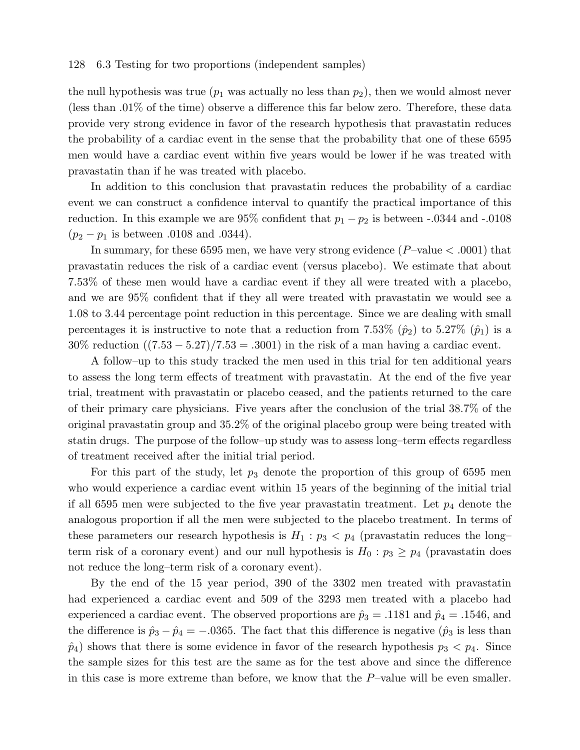the null hypothesis was true ($p_1$ was actually no less than $p_2$), then we would almost never (less than .01% of the time) observe a difference this far below zero. Therefore, these data provide very strong evidence in favor of the research hypothesis that pravastatin reduces the probability of a cardiac event in the sense that the probability that one of these 6595 men would have a cardiac event within five years would be lower if he was treated with pravastatin than if he was treated with placebo.

In addition to this conclusion that pravastatin reduces the probability of a cardiac event we can construct a confidence interval to quantify the practical importance of this reduction. In this example we are 95% confident that $p_1 - p_2$ is between -.0344 and -.0108 ($p_2 - p_1$ is between .0108 and .0344).

In summary, for these 6595 men, we have very strong evidence ($P$–value $< .0001$) that pravastatin reduces the risk of a cardiac event (versus placebo). We estimate that about 7.53% of these men would have a cardiac event if they all were treated with a placebo, and we are 95% confident that if they all were treated with pravastatin we would see a 1.08 to 3.44 percentage point reduction in this percentage. Since we are dealing with small percentages it is instructive to note that a reduction from 7.53% ($\hat{p}_2$) to 5.27% ($\hat{p}_1$) is a 30% reduction ($(7.53 - 5.27)/7.53 = .3001$) in the risk of a man having a cardiac event.

A follow–up to this study tracked the men used in this trial for ten additional years to assess the long term effects of treatment with pravastatin. At the end of the five year trial, treatment with pravastatin or placebo ceased, and the patients returned to the care of their primary care physicians. Five years after the conclusion of the trial 38.7% of the original pravastatin group and 35.2% of the original placebo group were being treated with statin drugs. The purpose of the follow–up study was to assess long–term effects regardless of treatment received after the initial trial period.

For this part of the study, let $p_3$ denote the proportion of this group of 6595 men who would experience a cardiac event within 15 years of the beginning of the initial trial if all 6595 men were subjected to the five year pravastatin treatment. Let $p_4$ denote the analogous proportion if all the men were subjected to the placebo treatment. In terms of these parameters our research hypothesis is $H_1 : p_3 < p_4$ (pravastatin reduces the long–term risk of a coronary event) and our null hypothesis is $H_0 : p_3 \geq p_4$ (pravastatin does not reduce the long–term risk of a coronary event).

By the end of the 15 year period, 390 of the 3302 men treated with pravastatin had experienced a cardiac event and 509 of the 3293 men treated with a placebo had experienced a cardiac event. The observed proportions are $\hat{p}_3 = .1181$ and $\hat{p}_4 = .1546$, and the difference is $\hat{p}_3 - \hat{p}_4 = -.0365$. The fact that this difference is negative ($\hat{p}_3$ is less than $\hat{p}_4$) shows that there is some evidence in favor of the research hypothesis $p_3 < p_4$. Since the sample sizes for this test are the same as for the test above and since the difference in this case is more extreme than before, we know that the $P$–value will be even smaller.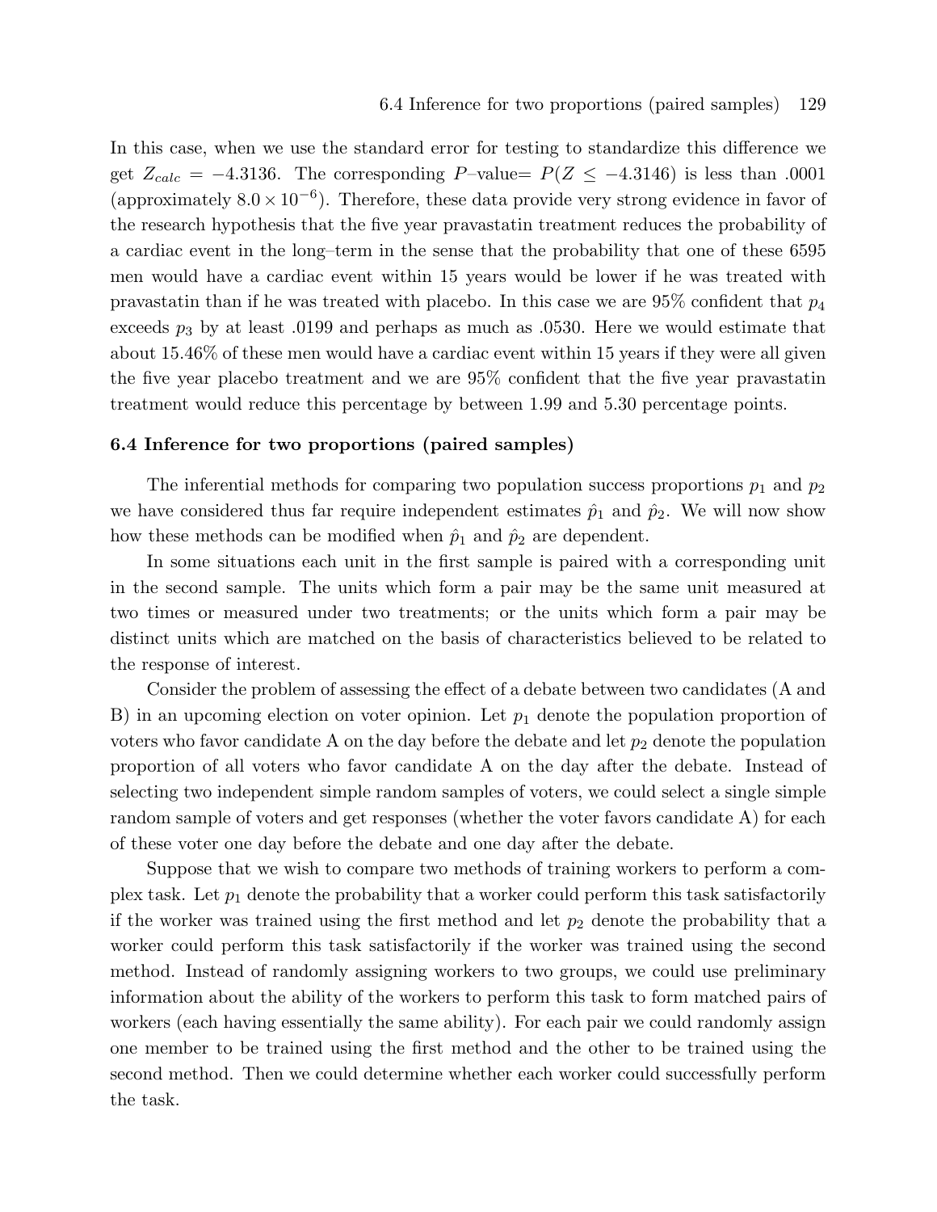In this case, when we use the standard error for testing to standardize this difference we get $Z_{calc} = -4.3136$. The corresponding $P$–value= $P(Z \leq -4.3146)$ is less than .0001 (approximately $8.0 \times 10^{-6}$). Therefore, these data provide very strong evidence in favor of the research hypothesis that the five year pravastatin treatment reduces the probability of a cardiac event in the long–term in the sense that the probability that one of these 6595 men would have a cardiac event within 15 years would be lower if he was treated with pravastatin than if he was treated with placebo. In this case we are 95% confident that $p_4$ exceeds $p_3$ by at least .0199 and perhaps as much as .0530. Here we would estimate that about 15.46% of these men would have a cardiac event within 15 years if they were all given the five year placebo treatment and we are 95% confident that the five year pravastatin treatment would reduce this percentage by between 1.99 and 5.30 percentage points.

### 6.4 Inference for two proportions (paired samples)

The inferential methods for comparing two population success proportions $p_1$ and $p_2$ we have considered thus far require independent estimates $\hat{p}_1$ and $\hat{p}_2$. We will now show how these methods can be modified when $\hat{p}_1$ and $\hat{p}_2$ are dependent.

In some situations each unit in the first sample is paired with a corresponding unit in the second sample. The units which form a pair may be the same unit measured at two times or measured under two treatments; or the units which form a pair may be distinct units which are matched on the basis of characteristics believed to be related to the response of interest.

Consider the problem of assessing the effect of a debate between two candidates (A and B) in an upcoming election on voter opinion. Let $p_1$ denote the population proportion of voters who favor candidate A on the day before the debate and let $p_2$ denote the population proportion of all voters who favor candidate A on the day after the debate. Instead of selecting two independent simple random samples of voters, we could select a single simple random sample of voters and get responses (whether the voter favors candidate A) for each of these voter one day before the debate and one day after the debate.

Suppose that we wish to compare two methods of training workers to perform a complex task. Let $p_1$ denote the probability that a worker could perform this task satisfactorily if the worker was trained using the first method and let $p_2$ denote the probability that a worker could perform this task satisfactorily if the worker was trained using the second method. Instead of randomly assigning workers to two groups, we could use preliminary information about the ability of the workers to perform this task to form matched pairs of workers (each having essentially the same ability). For each pair we could randomly assign one member to be trained using the first method and the other to be trained using the second method. Then we could determine whether each worker could successfully perform the task.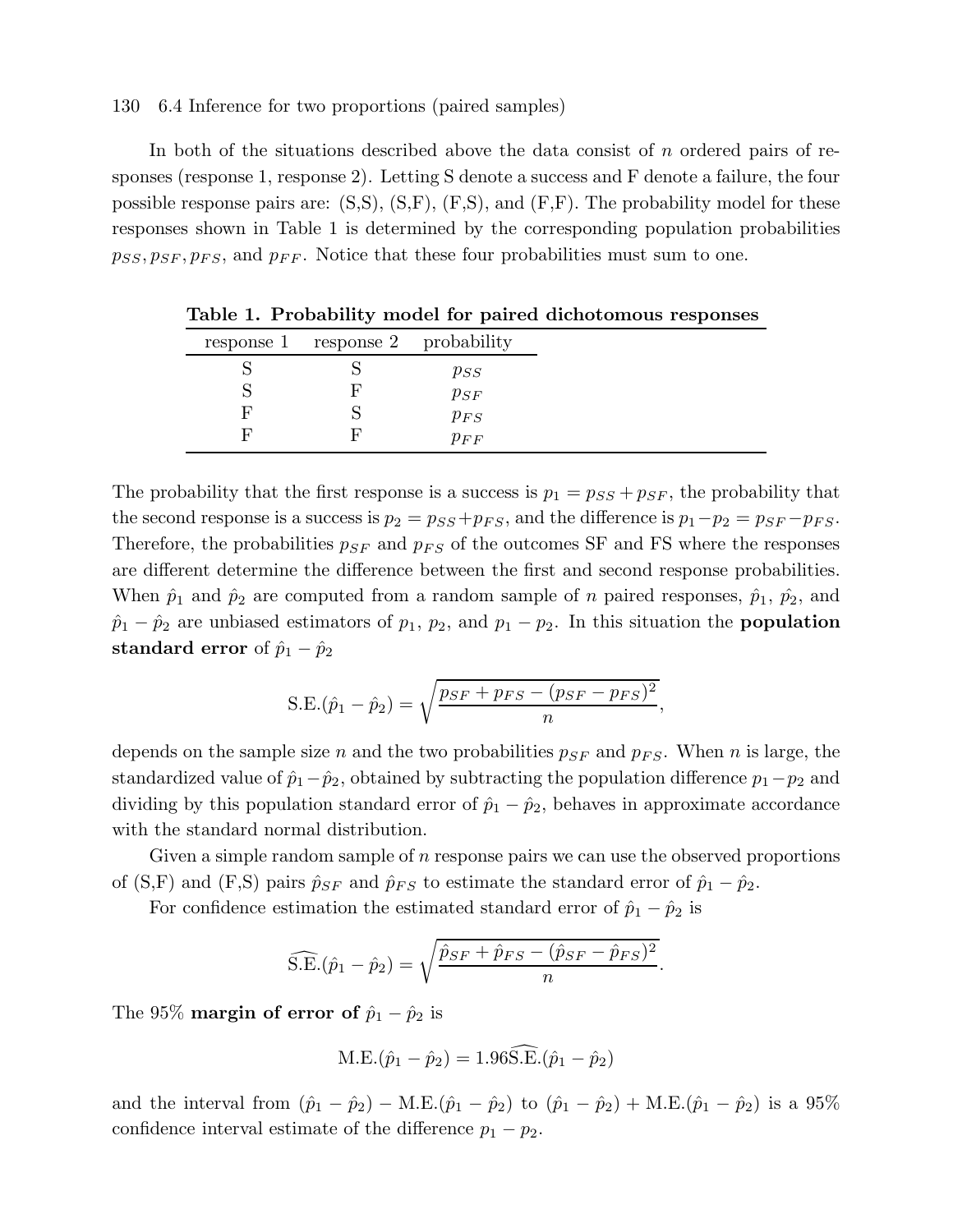In both of the situations described above the data consist of $n$ ordered pairs of responses (response 1, response 2). Letting S denote a success and F denote a failure, the four possible response pairs are: (S,S), (S,F), (F,S), and (F,F). The probability model for these responses shown in Table 1 is determined by the corresponding population probabilities $p_{SS}, p_{SF}, p_{FS}$, and $p_{FF}$. Notice that these four probabilities must sum to one.

**Table 1. Probability model for paired dichotomous responses**

| response 1 | response 2 | probability |
|---|---|---|
| S | S | $p_{SS}$ |
| S | F | $p_{SF}$ |
| F | S | $p_{FS}$ |
| F | F | $p_{FF}$ |

The probability that the first response is a success is $p_1 = p_{SS} + p_{SF}$, the probability that the second response is a success is $p_2 = p_{SS} + p_{FS}$, and the difference is $p_1 - p_2 = p_{SF} - p_{FS}$. Therefore, the probabilities $p_{SF}$ and $p_{FS}$ of the outcomes SF and FS where the responses are different determine the difference between the first and second response probabilities. When $\hat{p}_1$ and $\hat{p}_2$ are computed from a random sample of $n$ paired responses, $\hat{p}_1$, $\hat{p}_2$, and $\hat{p}_1 - \hat{p}_2$ are unbiased estimators of $p_1$, $p_2$, and $p_1 - p_2$. In this situation the **population standard error** of $\hat{p}_1 - \hat{p}_2$

$$\text{S.E.}(\hat{p}_1 - \hat{p}_2) = \sqrt{\frac{p_{SF} + p_{FS} - (p_{SF} - p_{FS})^2}{n}},$$

depends on the sample size $n$ and the two probabilities $p_{SF}$ and $p_{FS}$. When $n$ is large, the standardized value of $\hat{p}_1 - \hat{p}_2$, obtained by subtracting the population difference $p_1 - p_2$ and dividing by this population standard error of $\hat{p}_1 - \hat{p}_2$, behaves in approximate accordance with the standard normal distribution.

Given a simple random sample of $n$ response pairs we can use the observed proportions of (S,F) and (F,S) pairs $\hat{p}_{SF}$ and $\hat{p}_{FS}$ to estimate the standard error of $\hat{p}_1 - \hat{p}_2$.

For confidence estimation the estimated standard error of $\hat{p}_1 - \hat{p}_2$ is

$$\widehat{\text{S.E.}}(\hat{p}_1 - \hat{p}_2) = \sqrt{\frac{\hat{p}_{SF} + \hat{p}_{FS} - (\hat{p}_{SF} - \hat{p}_{FS})^2}{n}}.$$

The 95% **margin of error of** $\hat{p}_1 - \hat{p}_2$ is

$$\text{M.E.}(\hat{p}_1 - \hat{p}_2) = 1.96\widehat{\text{S.E.}}(\hat{p}_1 - \hat{p}_2)$$

and the interval from $(\hat{p}_1 - \hat{p}_2) - \text{M.E.}(\hat{p}_1 - \hat{p}_2)$ to $(\hat{p}_1 - \hat{p}_2) + \text{M.E.}(\hat{p}_1 - \hat{p}_2)$ is a 95% confidence interval estimate of the difference $p_1 - p_2$.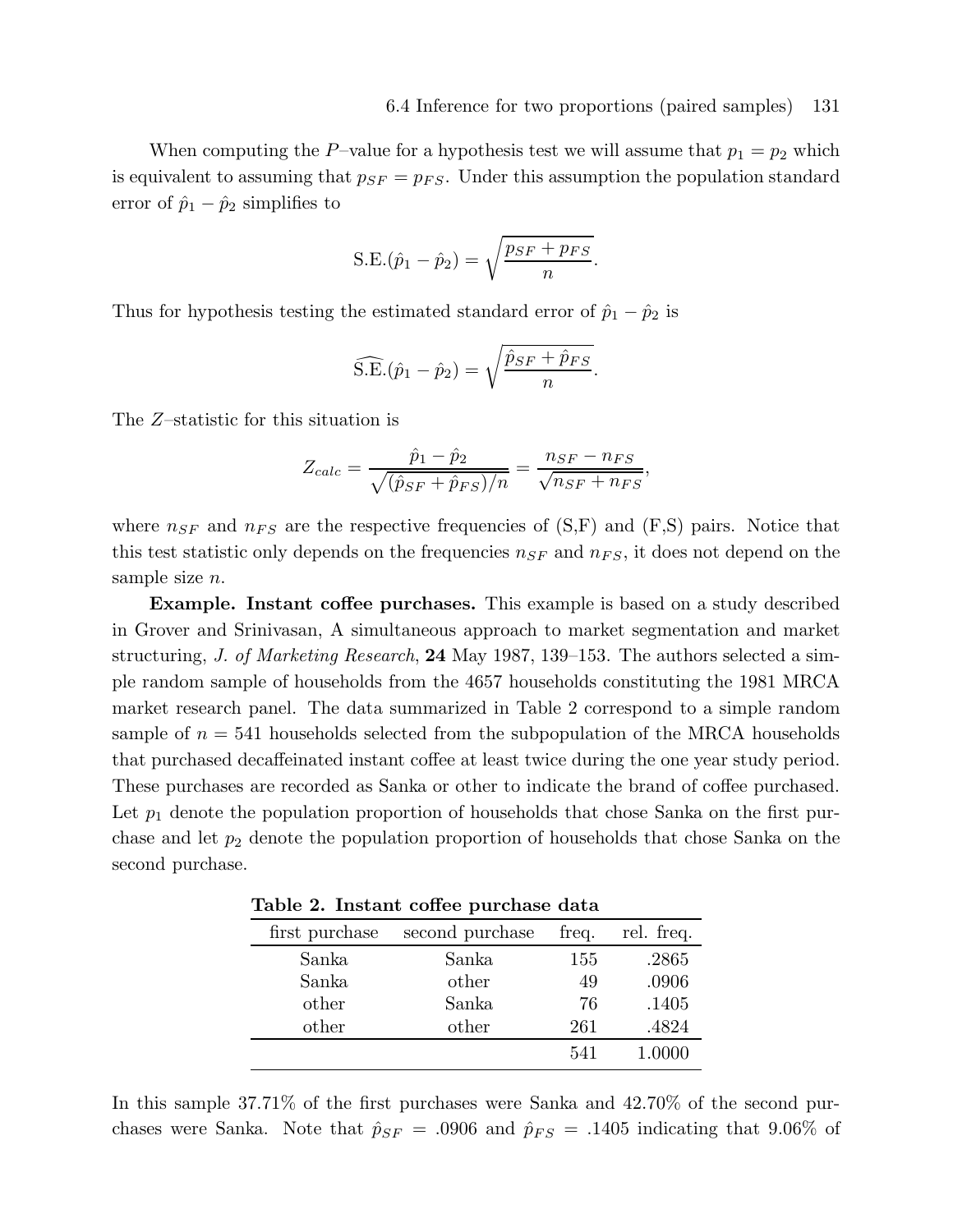When computing the $P$–value for a hypothesis test we will assume that $p_1 = p_2$ which is equivalent to assuming that $p_{SF} = p_{FS}$. Under this assumption the population standard error of $\hat{p}_1 - \hat{p}_2$ simplifies to

$$\text{S.E.}(\hat{p}_1 - \hat{p}_2) = \sqrt{\frac{p_{SF} + p_{FS}}{n}}.$$

Thus for hypothesis testing the estimated standard error of $\hat{p}_1 - \hat{p}_2$ is

$$\widehat{\text{S.E.}}(\hat{p}_1 - \hat{p}_2) = \sqrt{\frac{\hat{p}_{SF} + \hat{p}_{FS}}{n}}.$$

The $Z$–statistic for this situation is

$$Z_{calc} = \frac{\hat{p}_1 - \hat{p}_2}{\sqrt{(\hat{p}_{SF} + \hat{p}_{FS})/n}} = \frac{n_{SF} - n_{FS}}{\sqrt{n_{SF} + n_{FS}}},$$

where $n_{SF}$ and $n_{FS}$ are the respective frequencies of (S,F) and (F,S) pairs. Notice that this test statistic only depends on the frequencies $n_{SF}$ and $n_{FS}$, it does not depend on the sample size $n$.

**Example. Instant coffee purchases.** This example is based on a study described in Grover and Srinivasan, A simultaneous approach to market segmentation and market structuring, *J. of Marketing Research*, **24** May 1987, 139–153. The authors selected a simple random sample of households from the 4657 households constituting the 1981 MRCA market research panel. The data summarized in Table 2 correspond to a simple random sample of $n = 541$ households selected from the subpopulation of the MRCA households that purchased decaffeinated instant coffee at least twice during the one year study period. These purchases are recorded as Sanka or other to indicate the brand of coffee purchased. Let $p_1$ denote the population proportion of households that chose Sanka on the first purchase and let $p_2$ denote the population proportion of households that chose Sanka on the second purchase.

**Table 2. Instant coffee purchase data**

| first purchase | second purchase | freq. | rel. freq. |
|---|---|---|---|
| Sanka | Sanka | 155 | .2865 |
| Sanka | other | 49 | .0906 |
| other | Sanka | 76 | .1405 |
| other | other | 261 | .4824 |
| | | 541 | 1.0000 |

In this sample 37.71% of the first purchases were Sanka and 42.70% of the second purchases were Sanka. Note that $\hat{p}_{SF} = .0906$ and $\hat{p}_{FS} = .1405$ indicating that 9.06% of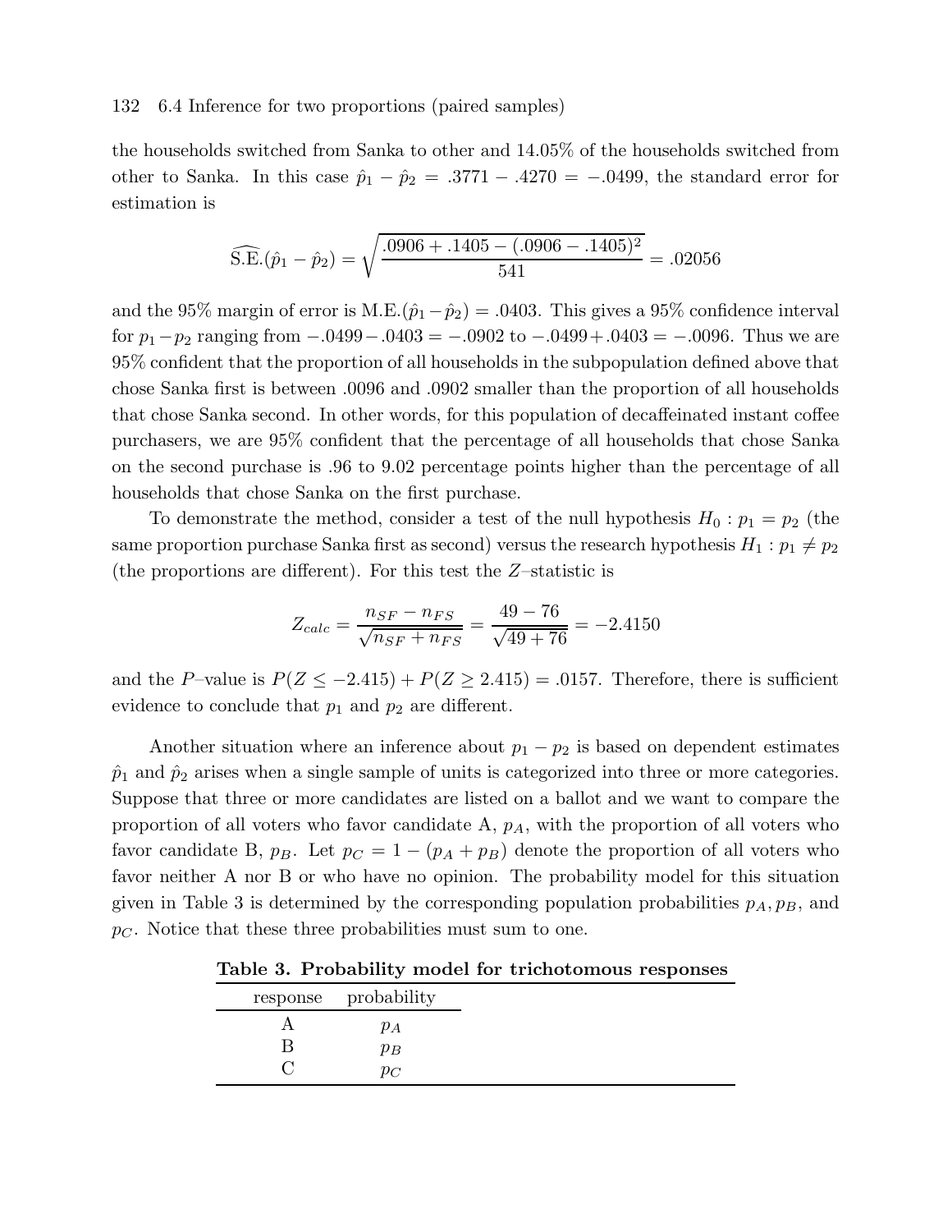the households switched from Sanka to other and 14.05% of the households switched from other to Sanka. In this case $\hat{p}_1 - \hat{p}_2 = .3771 - .4270 = -.0499$, the standard error for estimation is

$$\widehat{\text{S.E.}}(\hat{p}_1 - \hat{p}_2) = \sqrt{\frac{.0906 + .1405 - (.0906 - .1405)^2}{541}} = .02056$$

and the 95% margin of error is $\text{M.E.}(\hat{p}_1 - \hat{p}_2) = .0403$. This gives a 95% confidence interval for $p_1 - p_2$ ranging from $-.0499 - .0403 = -.0902$ to $-.0499 + .0403 = -.0096$. Thus we are 95% confident that the proportion of all households in the subpopulation defined above that chose Sanka first is between .0096 and .0902 smaller than the proportion of all households that chose Sanka second. In other words, for this population of decaffeinated instant coffee purchasers, we are 95% confident that the percentage of all households that chose Sanka on the second purchase is .96 to 9.02 percentage points higher than the percentage of all households that chose Sanka on the first purchase.

To demonstrate the method, consider a test of the null hypothesis $H_0 : p_1 = p_2$ (the same proportion purchase Sanka first as second) versus the research hypothesis $H_1 : p_1 \neq p_2$ (the proportions are different). For this test the $Z$–statistic is

$$Z_{calc} = \frac{n_{SF} - n_{FS}}{\sqrt{n_{SF} + n_{FS}}} = \frac{49 - 76}{\sqrt{49 + 76}} = -2.4150$$

and the $P$–value is $P(Z \leq -2.415) + P(Z \geq 2.415) = .0157$. Therefore, there is sufficient evidence to conclude that $p_1$ and $p_2$ are different.

Another situation where an inference about $p_1 - p_2$ is based on dependent estimates $\hat{p}_1$ and $\hat{p}_2$ arises when a single sample of units is categorized into three or more categories. Suppose that three or more candidates are listed on a ballot and we want to compare the proportion of all voters who favor candidate A, $p_A$, with the proportion of all voters who favor candidate B, $p_B$. Let $p_C = 1 - (p_A + p_B)$ denote the proportion of all voters who favor neither A nor B or who have no opinion. The probability model for this situation given in Table 3 is determined by the corresponding population probabilities $p_A, p_B$, and $p_C$. Notice that these three probabilities must sum to one.

**Table 3. Probability model for trichotomous responses**

| response | probability |
|---|---|
| A | $p_A$ |
| B | $p_B$ |
| C | $p_C$ |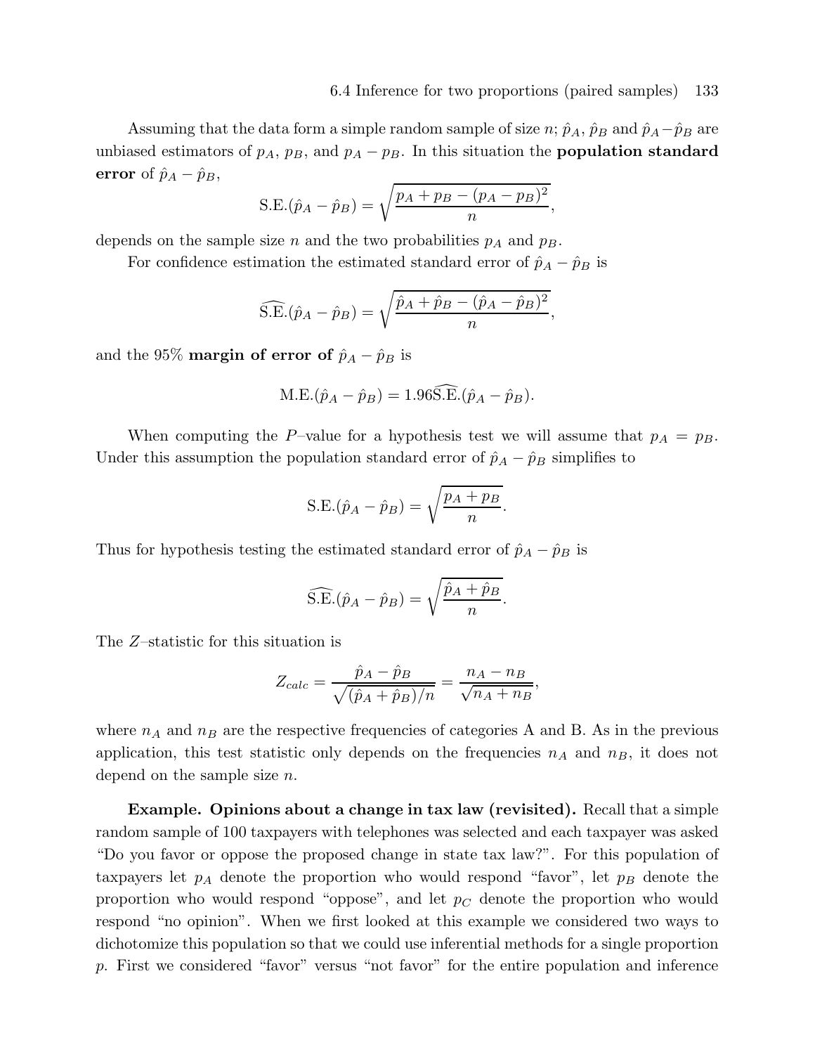Assuming that the data form a simple random sample of size $n$; $\hat{p}_A$, $\hat{p}_B$ and $\hat{p}_A - \hat{p}_B$ are unbiased estimators of $p_A$, $p_B$, and $p_A - p_B$. In this situation the **population standard error** of $\hat{p}_A - \hat{p}_B$,

$$\text{S.E.}(\hat{p}_A - \hat{p}_B) = \sqrt{\frac{p_A + p_B - (p_A - p_B)^2}{n}},$$

depends on the sample size $n$ and the two probabilities $p_A$ and $p_B$.

For confidence estimation the estimated standard error of $\hat{p}_A - \hat{p}_B$ is

$$\widehat{\text{S.E.}}(\hat{p}_A - \hat{p}_B) = \sqrt{\frac{\hat{p}_A + \hat{p}_B - (\hat{p}_A - \hat{p}_B)^2}{n}},$$

and the 95% **margin of error of** $\hat{p}_A - \hat{p}_B$ is

$$\text{M.E.}(\hat{p}_A - \hat{p}_B) = 1.96\widehat{\text{S.E.}}(\hat{p}_A - \hat{p}_B).$$

When computing the $P$–value for a hypothesis test we will assume that $p_A = p_B$. Under this assumption the population standard error of $\hat{p}_A - \hat{p}_B$ simplifies to

$$\text{S.E.}(\hat{p}_A - \hat{p}_B) = \sqrt{\frac{p_A + p_B}{n}}.$$

Thus for hypothesis testing the estimated standard error of $\hat{p}_A - \hat{p}_B$ is

$$\widehat{\text{S.E.}}(\hat{p}_A - \hat{p}_B) = \sqrt{\frac{\hat{p}_A + \hat{p}_B}{n}}.$$

The $Z$–statistic for this situation is

$$Z_{calc} = \frac{\hat{p}_A - \hat{p}_B}{\sqrt{(\hat{p}_A + \hat{p}_B)/n}} = \frac{n_A - n_B}{\sqrt{n_A + n_B}},$$

where $n_A$ and $n_B$ are the respective frequencies of categories A and B. As in the previous application, this test statistic only depends on the frequencies $n_A$ and $n_B$, it does not depend on the sample size $n$.

**Example. Opinions about a change in tax law (revisited).** Recall that a simple random sample of 100 taxpayers with telephones was selected and each taxpayer was asked "Do you favor or oppose the proposed change in state tax law?". For this population of taxpayers let $p_A$ denote the proportion who would respond "favor", let $p_B$ denote the proportion who would respond "oppose", and let $p_C$ denote the proportion who would respond "no opinion". When we first looked at this example we considered two ways to dichotomize this population so that we could use inferential methods for a single proportion $p$. First we considered "favor" versus "not favor" for the entire population and inference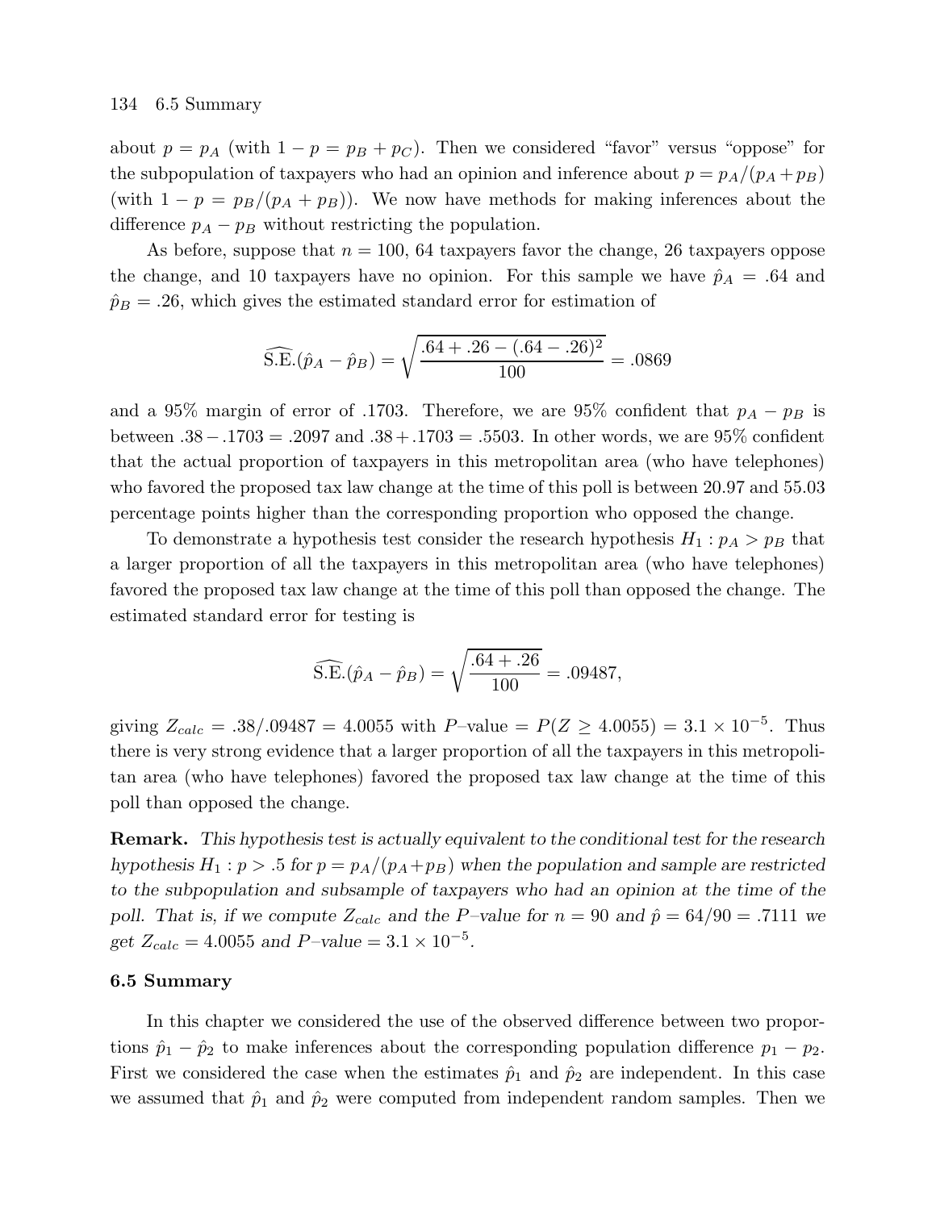about $p = p_A$ (with $1 - p = p_B + p_C$). Then we considered "favor" versus "oppose" for the subpopulation of taxpayers who had an opinion and inference about $p = p_A/(p_A + p_B)$ (with $1 - p = p_B/(p_A + p_B)$). We now have methods for making inferences about the difference $p_A - p_B$ without restricting the population.

As before, suppose that $n = 100$, 64 taxpayers favor the change, 26 taxpayers oppose the change, and 10 taxpayers have no opinion. For this sample we have $\hat{p}_A = .64$ and $\hat{p}_B = .26$, which gives the estimated standard error for estimation of

$$\widehat{\text{S.E.}}(\hat{p}_A - \hat{p}_B) = \sqrt{\frac{.64 + .26 - (.64 - .26)^2}{100}} = .0869$$

and a 95% margin of error of .1703. Therefore, we are 95% confident that $p_A - p_B$ is between $.38 - .1703 = .2097$ and $.38 + .1703 = .5503$. In other words, we are 95% confident that the actual proportion of taxpayers in this metropolitan area (who have telephones) who favored the proposed tax law change at the time of this poll is between 20.97 and 55.03 percentage points higher than the corresponding proportion who opposed the change.

To demonstrate a hypothesis test consider the research hypothesis $H_1 : p_A > p_B$ that a larger proportion of all the taxpayers in this metropolitan area (who have telephones) favored the proposed tax law change at the time of this poll than opposed the change. The estimated standard error for testing is

$$\widehat{\text{S.E.}}(\hat{p}_A - \hat{p}_B) = \sqrt{\frac{.64 + .26}{100}} = .09487,$$

giving $Z_{calc} = .38/.09487 = 4.0055$ with $P$–value $= P(Z \geq 4.0055) = 3.1 \times 10^{-5}$. Thus there is very strong evidence that a larger proportion of all the taxpayers in this metropolitan area (who have telephones) favored the proposed tax law change at the time of this poll than opposed the change.

**Remark.** *This hypothesis test is actually equivalent to the conditional test for the research hypothesis $H_1 : p > .5$ for $p = p_A/(p_A + p_B)$ when the population and sample are restricted to the subpopulation and subsample of taxpayers who had an opinion at the time of the poll. That is, if we compute $Z_{calc}$ and the $P$–value for $n = 90$ and $\hat{p} = 64/90 = .7111$ we get $Z_{calc} = 4.0055$ and $P$–value $= 3.1 \times 10^{-5}$.*

### 6.5 Summary

In this chapter we considered the use of the observed difference between two proportions $\hat{p}_1 - \hat{p}_2$ to make inferences about the corresponding population difference $p_1 - p_2$. First we considered the case when the estimates $\hat{p}_1$ and $\hat{p}_2$ are independent. In this case we assumed that $\hat{p}_1$ and $\hat{p}_2$ were computed from independent random samples. Then we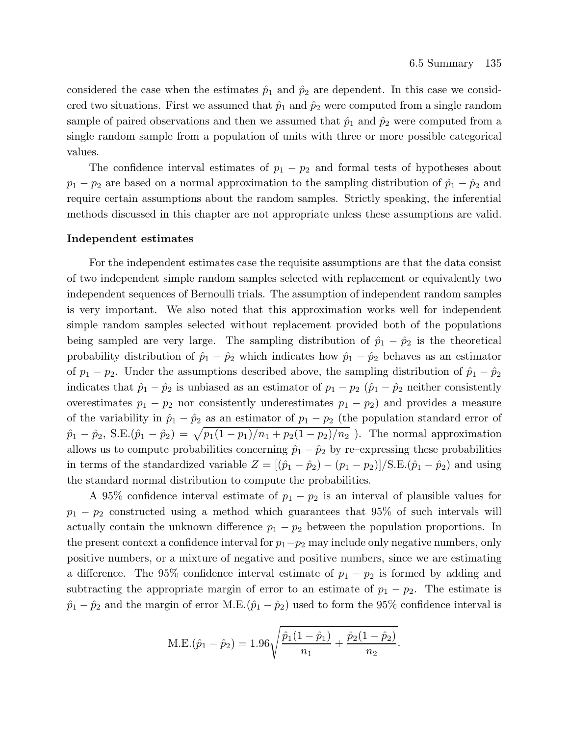considered the case when the estimates $\hat{p}_1$ and $\hat{p}_2$ are dependent. In this case we considered two situations. First we assumed that $\hat{p}_1$ and $\hat{p}_2$ were computed from a single random sample of paired observations and then we assumed that $\hat{p}_1$ and $\hat{p}_2$ were computed from a single random sample from a population of units with three or more possible categorical values.

The confidence interval estimates of $p_1 - p_2$ and formal tests of hypotheses about $p_1 - p_2$ are based on a normal approximation to the sampling distribution of $\hat{p}_1 - \hat{p}_2$ and require certain assumptions about the random samples. Strictly speaking, the inferential methods discussed in this chapter are not appropriate unless these assumptions are valid.

**Independent estimates**

For the independent estimates case the requisite assumptions are that the data consist of two independent simple random samples selected with replacement or equivalently two independent sequences of Bernoulli trials. The assumption of independent random samples is very important. We also noted that this approximation works well for independent simple random samples selected without replacement provided both of the populations being sampled are very large. The sampling distribution of $\hat{p}_1 - \hat{p}_2$ is the theoretical probability distribution of $\hat{p}_1 - \hat{p}_2$ which indicates how $\hat{p}_1 - \hat{p}_2$ behaves as an estimator of $p_1 - p_2$. Under the assumptions described above, the sampling distribution of $\hat{p}_1 - \hat{p}_2$ indicates that $\hat{p}_1 - \hat{p}_2$ is unbiased as an estimator of $p_1 - p_2$ ($\hat{p}_1 - \hat{p}_2$ neither consistently overestimates $p_1 - p_2$ nor consistently underestimates $p_1 - p_2$) and provides a measure of the variability in $\hat{p}_1 - \hat{p}_2$ as an estimator of $p_1 - p_2$ (the population standard error of $\hat{p}_1 - \hat{p}_2$, $\text{S.E.}(\hat{p}_1 - \hat{p}_2) = \sqrt{p_1(1-p_1)/n_1 + p_2(1-p_2)/n_2}$ ). The normal approximation allows us to compute probabilities concerning $\hat{p}_1 - \hat{p}_2$ by re–expressing these probabilities in terms of the standardized variable $Z = [(\hat{p}_1 - \hat{p}_2) - (p_1 - p_2)]/\text{S.E.}(\hat{p}_1 - \hat{p}_2)$ and using the standard normal distribution to compute the probabilities.

A 95% confidence interval estimate of $p_1 - p_2$ is an interval of plausible values for $p_1 - p_2$ constructed using a method which guarantees that 95% of such intervals will actually contain the unknown difference $p_1 - p_2$ between the population proportions. In the present context a confidence interval for $p_1 - p_2$ may include only negative numbers, only positive numbers, or a mixture of negative and positive numbers, since we are estimating a difference. The 95% confidence interval estimate of $p_1 - p_2$ is formed by adding and subtracting the appropriate margin of error to an estimate of $p_1 - p_2$. The estimate is $\hat{p}_1 - \hat{p}_2$ and the margin of error $\text{M.E.}(\hat{p}_1 - \hat{p}_2)$ used to form the 95% confidence interval is

$$\text{M.E.}(\hat{p}_1 - \hat{p}_2) = 1.96\sqrt{\frac{\hat{p}_1(1-\hat{p}_1)}{n_1} + \frac{\hat{p}_2(1-\hat{p}_2)}{n_2}}.$$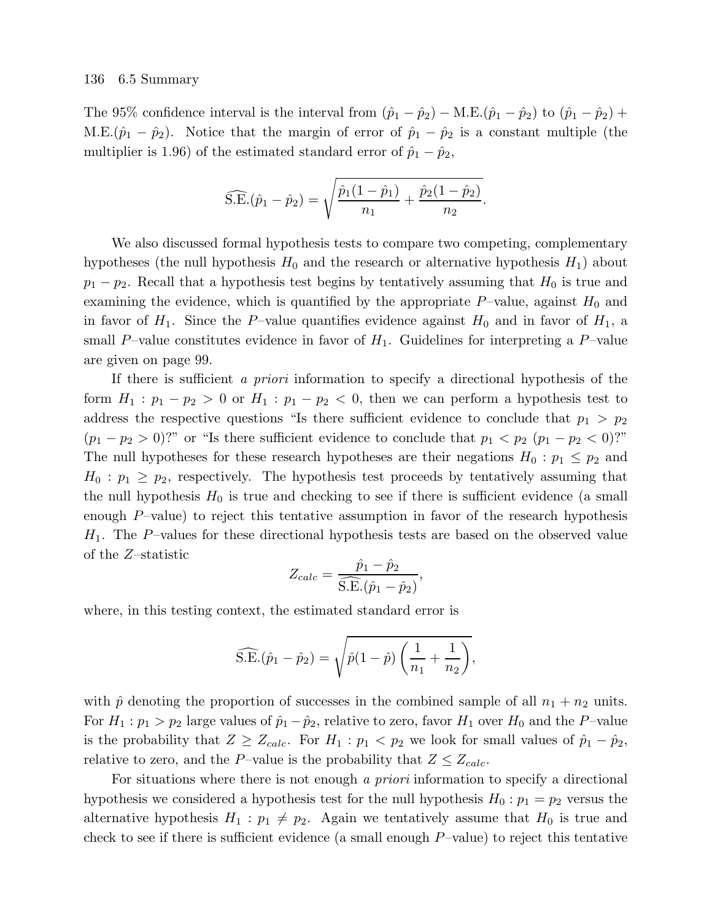The 95% confidence interval is the interval from $(\hat{p}_1 - \hat{p}_2) - \text{M.E.}(\hat{p}_1 - \hat{p}_2)$ to $(\hat{p}_1 - \hat{p}_2) + \text{M.E.}(\hat{p}_1 - \hat{p}_2)$. Notice that the margin of error of $\hat{p}_1 - \hat{p}_2$ is a constant multiple (the multiplier is 1.96) of the estimated standard error of $\hat{p}_1 - \hat{p}_2$,

$$\widehat{\text{S.E.}}(\hat{p}_1 - \hat{p}_2) = \sqrt{\frac{\hat{p}_1(1-\hat{p}_1)}{n_1} + \frac{\hat{p}_2(1-\hat{p}_2)}{n_2}}.$$

We also discussed formal hypothesis tests to compare two competing, complementary hypotheses (the null hypothesis $H_0$ and the research or alternative hypothesis $H_1$) about $p_1 - p_2$. Recall that a hypothesis test begins by tentatively assuming that $H_0$ is true and examining the evidence, which is quantified by the appropriate $P$–value, against $H_0$ and in favor of $H_1$. Since the $P$–value quantifies evidence against $H_0$ and in favor of $H_1$, a small $P$–value constitutes evidence in favor of $H_1$. Guidelines for interpreting a $P$–value are given on page 99.

If there is sufficient *a priori* information to specify a directional hypothesis of the form $H_1 : p_1 - p_2 > 0$ or $H_1 : p_1 - p_2 < 0$, then we can perform a hypothesis test to address the respective questions "Is there sufficient evidence to conclude that $p_1 > p_2$ $(p_1 - p_2 > 0)$?" or "Is there sufficient evidence to conclude that $p_1 < p_2$ $(p_1 - p_2 < 0)$?" The null hypotheses for these research hypotheses are their negations $H_0 : p_1 \leq p_2$ and $H_0 : p_1 \geq p_2$, respectively. The hypothesis test proceeds by tentatively assuming that the null hypothesis $H_0$ is true and checking to see if there is sufficient evidence (a small enough $P$–value) to reject this tentative assumption in favor of the research hypothesis $H_1$. The $P$–values for these directional hypothesis tests are based on the observed value of the $Z$–statistic

$$Z_{calc} = \frac{\hat{p}_1 - \hat{p}_2}{\widehat{\text{S.E.}}(\hat{p}_1 - \hat{p}_2)},$$

where, in this testing context, the estimated standard error is

$$\widehat{\text{S.E.}}(\hat{p}_1 - \hat{p}_2) = \sqrt{\hat{p}(1-\hat{p})\left(\frac{1}{n_1} + \frac{1}{n_2}\right)},$$

with $\hat{p}$ denoting the proportion of successes in the combined sample of all $n_1 + n_2$ units. For $H_1 : p_1 > p_2$ large values of $\hat{p}_1 - \hat{p}_2$, relative to zero, favor $H_1$ over $H_0$ and the $P$–value is the probability that $Z \geq Z_{calc}$. For $H_1 : p_1 < p_2$ we look for small values of $\hat{p}_1 - \hat{p}_2$, relative to zero, and the $P$–value is the probability that $Z \leq Z_{calc}$.

For situations where there is not enough *a priori* information to specify a directional hypothesis we considered a hypothesis test for the null hypothesis $H_0 : p_1 = p_2$ versus the alternative hypothesis $H_1 : p_1 \neq p_2$. Again we tentatively assume that $H_0$ is true and check to see if there is sufficient evidence (a small enough $P$–value) to reject this tentative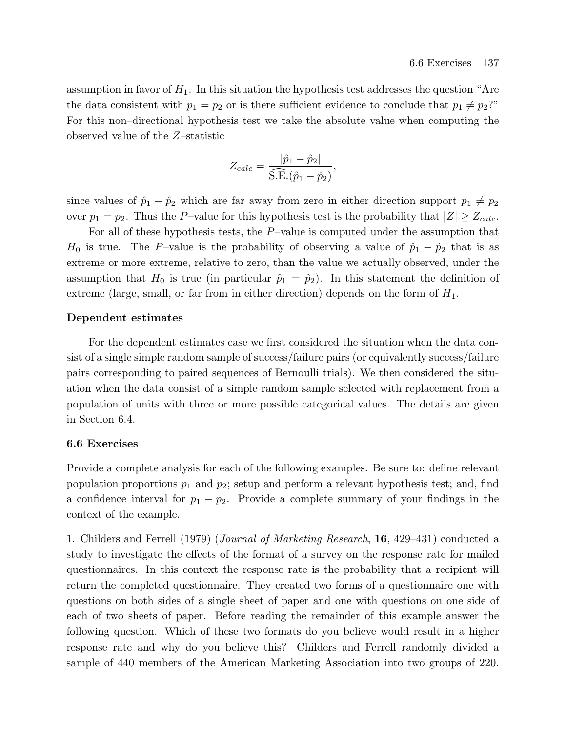assumption in favor of $H_1$. In this situation the hypothesis test addresses the question "Are the data consistent with $p_1 = p_2$ or is there sufficient evidence to conclude that $p_1 \neq p_2$?" For this non–directional hypothesis test we take the absolute value when computing the observed value of the $Z$–statistic

$$Z_{calc} = \frac{|\hat{p}_1 - \hat{p}_2|}{\widehat{\text{S.E.}}(\hat{p}_1 - \hat{p}_2)},$$

since values of $\hat{p}_1 - \hat{p}_2$ which are far away from zero in either direction support $p_1 \neq p_2$ over $p_1 = p_2$. Thus the $P$–value for this hypothesis test is the probability that $|Z| \geq Z_{calc}$.

For all of these hypothesis tests, the $P$–value is computed under the assumption that $H_0$ is true. The $P$–value is the probability of observing a value of $\hat{p}_1 - \hat{p}_2$ that is as extreme or more extreme, relative to zero, than the value we actually observed, under the assumption that $H_0$ is true (in particular $\hat{p}_1 = \hat{p}_2$). In this statement the definition of extreme (large, small, or far from in either direction) depends on the form of $H_1$.

**Dependent estimates**

For the dependent estimates case we first considered the situation when the data consist of a single simple random sample of success/failure pairs (or equivalently success/failure pairs corresponding to paired sequences of Bernoulli trials). We then considered the situation when the data consist of a simple random sample selected with replacement from a population of units with three or more possible categorical values. The details are given in Section 6.4.

## 6.6 Exercises

Provide a complete analysis for each of the following examples. Be sure to: define relevant population proportions $p_1$ and $p_2$; setup and perform a relevant hypothesis test; and, find a confidence interval for $p_1 - p_2$. Provide a complete summary of your findings in the context of the example.

1. Childers and Ferrell (1979) (*Journal of Marketing Research*, **16**, 429–431) conducted a study to investigate the effects of the format of a survey on the response rate for mailed questionnaires. In this context the response rate is the probability that a recipient will return the completed questionnaire. They created two forms of a questionnaire one with questions on both sides of a single sheet of paper and one with questions on one side of each of two sheets of paper. Before reading the remainder of this example answer the following question. Which of these two formats do you believe would result in a higher response rate and why do you believe this? Childers and Ferrell randomly divided a sample of 440 members of the American Marketing Association into two groups of 220.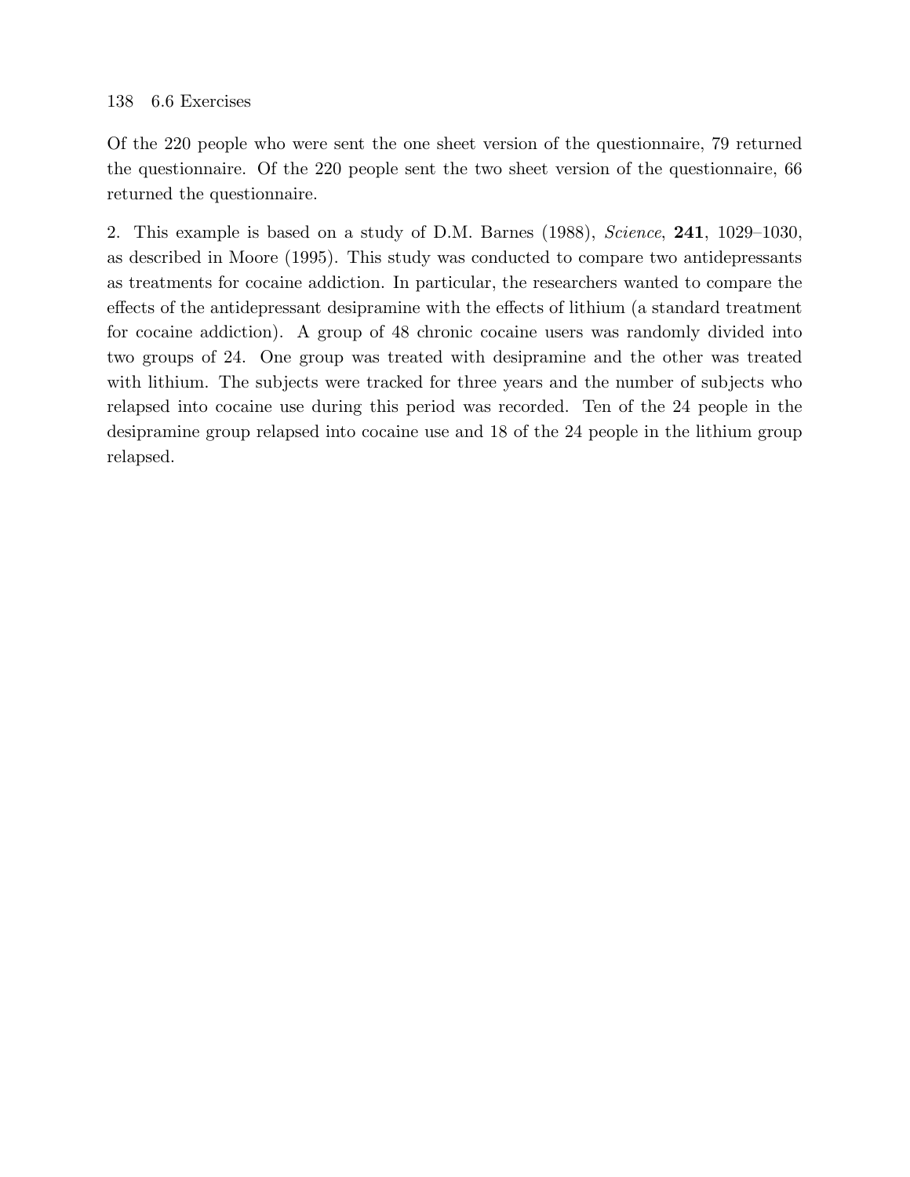Of the 220 people who were sent the one sheet version of the questionnaire, 79 returned the questionnaire. Of the 220 people sent the two sheet version of the questionnaire, 66 returned the questionnaire.

2. This example is based on a study of D.M. Barnes (1988), *Science*, **241**, 1029–1030, as described in Moore (1995). This study was conducted to compare two antidepressants as treatments for cocaine addiction. In particular, the researchers wanted to compare the effects of the antidepressant desipramine with the effects of lithium (a standard treatment for cocaine addiction). A group of 48 chronic cocaine users was randomly divided into two groups of 24. One group was treated with desipramine and the other was treated with lithium. The subjects were tracked for three years and the number of subjects who relapsed into cocaine use during this period was recorded. Ten of the 24 people in the desipramine group relapsed into cocaine use and 18 of the 24 people in the lithium group relapsed.